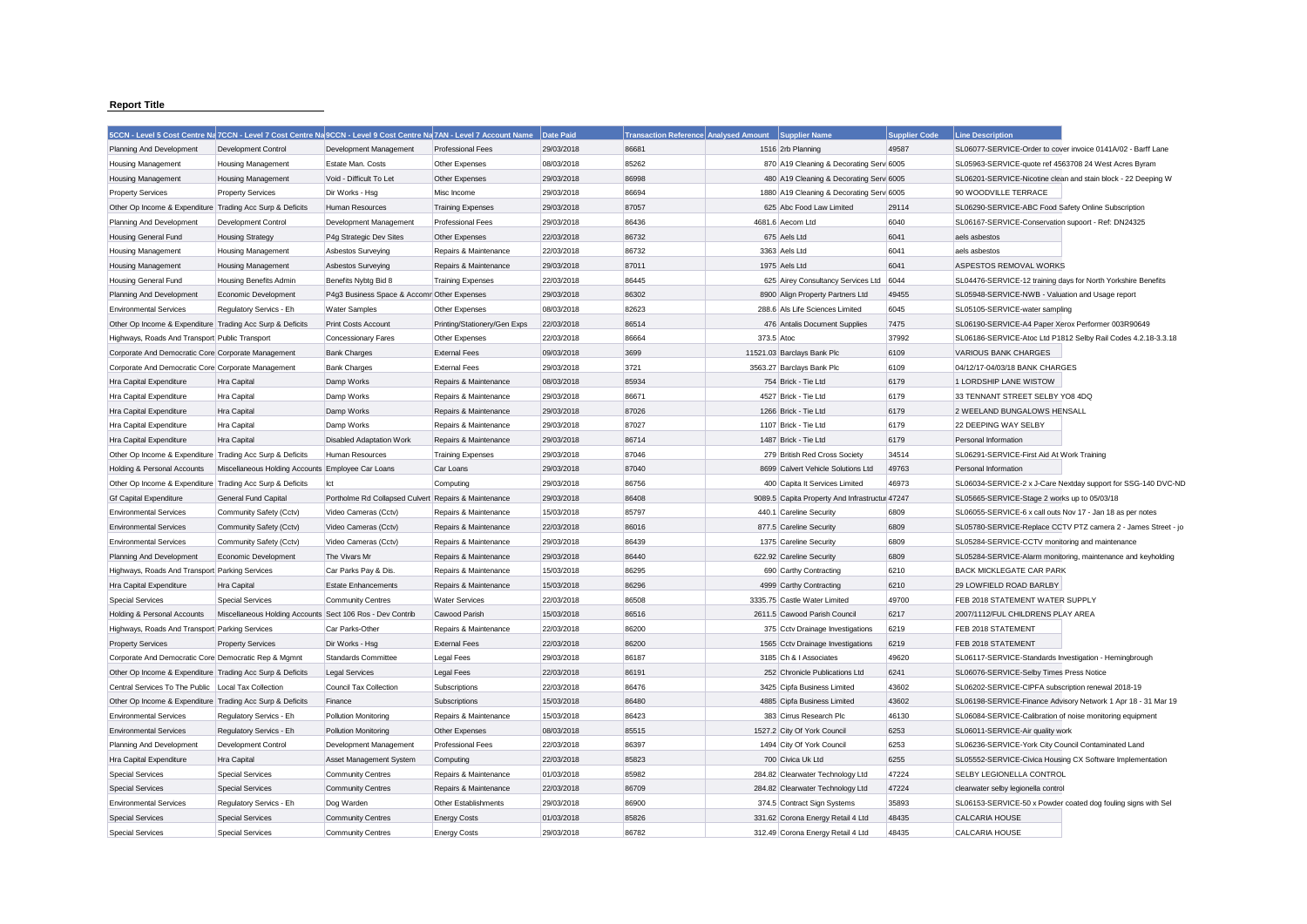**Report Title**

| 5CCN - Level 5 Cost Centre Na | 7CCN - Level 7 Cost Centre Na | 9CCN - Level 9 Cost Centre Na | 7AN - Level 7 Account Name | Date Paid | Transaction Reference | Analysed Amount | Supplier Name | Supplier Code | Line Description |
|---|---|---|---|---|---|---|---|---|---|
| Planning And Development | Development Control | Development Management | Professional Fees | 29/03/2018 | 86681 | 1516 | 2rb Planning | 49587 | SL06077-SERVICE-Order to cover invoice 0141A/02 - Barff Lane |
| Housing Management | Housing Management | Estate Man. Costs | Other Expenses | 08/03/2018 | 85262 | 870 | A19 Cleaning & Decorating Serv | 6005 | SL05963-SERVICE-quote ref 4563708 24 West Acres Byram |
| Housing Management | Housing Management | Void - Difficult To Let | Other Expenses | 29/03/2018 | 86998 | 480 | A19 Cleaning & Decorating Serv | 6005 | SL06201-SERVICE-Nicotine clean and stain block - 22 Deeping W |
| Property Services | Property Services | Dir Works - Hsg | Misc Income | 29/03/2018 | 86694 | 1880 | A19 Cleaning & Decorating Serv | 6005 | 90 WOODVILLE TERRACE |
| Other Op Income & Expenditure | Trading Acc Surp & Deficits | Human Resources | Training Expenses | 29/03/2018 | 87057 | 625 | Abc Food Law Limited | 29114 | SL06290-SERVICE-ABC Food Safety Online Subscription |
| Planning And Development | Development Control | Development Management | Professional Fees | 29/03/2018 | 86436 | 4681.6 | Aecom Ltd | 6040 | SL06167-SERVICE-Conservation supoort - Ref: DN24325 |
| Housing General Fund | Housing Strategy | P4g Strategic Dev Sites | Other Expenses | 22/03/2018 | 86732 | 675 | Aels Ltd | 6041 | aels asbestos |
| Housing Management | Housing Management | Asbestos Surveying | Repairs & Maintenance | 22/03/2018 | 86732 | 3363 | Aels Ltd | 6041 | aels asbestos |
| Housing Management | Housing Management | Asbestos Surveying | Repairs & Maintenance | 29/03/2018 | 87011 | 1975 | Aels Ltd | 6041 | ASPESTOS REMOVAL WORKS |
| Housing General Fund | Housing Benefits Admin | Benefits Nybtg Bid 8 | Training Expenses | 22/03/2018 | 86445 | 625 | Airey Consultancy Services Ltd | 6044 | SL04476-SERVICE-12 training days for North Yorkshire Benefits |
| Planning And Development | Economic Development | P4g3 Business Space & Accomr | Other Expenses | 29/03/2018 | 86302 | 8900 | Align Property Partners Ltd | 49455 | SL05948-SERVICE-NWB - Valuation and Usage report |
| Environmental Services | Regulatory Servics - Eh | Water Samples | Other Expenses | 08/03/2018 | 82623 | 288.6 | Als Life Sciences Limited | 6045 | SL05105-SERVICE-water sampling |
| Other Op Income & Expenditure | Trading Acc Surp & Deficits | Print Costs Account | Printing/Stationery/Gen Exps | 22/03/2018 | 86514 | 476 | Antalis Document Supplies | 7475 | SL06190-SERVICE-A4 Paper Xerox Performer 003R90649 |
| Highways, Roads And Transport | Public Transport | Concessionary Fares | Other Expenses | 22/03/2018 | 86664 | 373.5 | Atoc | 37992 | SL06186-SERVICE-Atoc Ltd P1812 Selby Rail Codes 4.2.18-3.3.18 |
| Corporate And Democratic Core | Corporate Management | Bank Charges | External Fees | 09/03/2018 | 3699 | 11521.03 | Barclays Bank Plc | 6109 | VARIOUS BANK CHARGES |
| Corporate And Democratic Core | Corporate Management | Bank Charges | External Fees | 29/03/2018 | 3721 | 3563.27 | Barclays Bank Plc | 6109 | 04/12/17-04/03/18 BANK CHARGES |
| Hra Capital Expenditure | Hra Capital | Damp Works | Repairs & Maintenance | 08/03/2018 | 85934 | 754 | Brick - Tie Ltd | 6179 | 1 LORDSHIP LANE WISTOW |
| Hra Capital Expenditure | Hra Capital | Damp Works | Repairs & Maintenance | 29/03/2018 | 86671 | 4527 | Brick - Tie Ltd | 6179 | 33 TENNANT STREET SELBY YO8 4DQ |
| Hra Capital Expenditure | Hra Capital | Damp Works | Repairs & Maintenance | 29/03/2018 | 87026 | 1266 | Brick - Tie Ltd | 6179 | 2 WEELAND BUNGALOWS HENSALL |
| Hra Capital Expenditure | Hra Capital | Damp Works | Repairs & Maintenance | 29/03/2018 | 87027 | 1107 | Brick - Tie Ltd | 6179 | 22 DEEPING WAY SELBY |
| Hra Capital Expenditure | Hra Capital | Disabled Adaptation Work | Repairs & Maintenance | 29/03/2018 | 86714 | 1487 | Brick - Tie Ltd | 6179 | Personal Information |
| Other Op Income & Expenditure | Trading Acc Surp & Deficits | Human Resources | Training Expenses | 29/03/2018 | 87046 | 279 | British Red Cross Society | 34514 | SL06291-SERVICE-First Aid At Work Training |
| Holding & Personal Accounts | Miscellaneous Holding Accounts | Employee Car Loans | Car Loans | 29/03/2018 | 87040 | 8699 | Calvert Vehicle Solutions Ltd | 49763 | Personal Information |
| Other Op Income & Expenditure | Trading Acc Surp & Deficits | Ict | Computing | 29/03/2018 | 86756 | 400 | Capita It Services Limited | 46973 | SL06034-SERVICE-2 x J-Care Nextday support for SSG-140 DVC-ND |
| Gf Capital Expenditure | General Fund Capital | Portholme Rd Collapsed Culvert | Repairs & Maintenance | 29/03/2018 | 86408 | 9089.5 | Capita Property And Infrastructur | 47247 | SL05665-SERVICE-Stage 2 works up to 05/03/18 |
| Environmental Services | Community Safety (Cctv) | Video Cameras (Cctv) | Repairs & Maintenance | 15/03/2018 | 85797 | 440.1 | Careline Security | 6809 | SL06055-SERVICE-6 x call outs Nov 17 - Jan 18 as per notes |
| Environmental Services | Community Safety (Cctv) | Video Cameras (Cctv) | Repairs & Maintenance | 22/03/2018 | 86016 | 877.5 | Careline Security | 6809 | SL05780-SERVICE-Replace CCTV PTZ camera 2 - James Street - jo |
| Environmental Services | Community Safety (Cctv) | Video Cameras (Cctv) | Repairs & Maintenance | 29/03/2018 | 86439 | 1375 | Careline Security | 6809 | SL05284-SERVICE-CCTV monitoring and maintenance |
| Planning And Development | Economic Development | The Vivars Mr | Repairs & Maintenance | 29/03/2018 | 86440 | 622.92 | Careline Security | 6809 | SL05284-SERVICE-Alarm monitoring, maintenance and keyholding |
| Highways, Roads And Transport | Parking Services | Car Parks Pay & Dis. | Repairs & Maintenance | 15/03/2018 | 86295 | 690 | Carthy Contracting | 6210 | BACK MICKLEGATE CAR PARK |
| Hra Capital Expenditure | Hra Capital | Estate Enhancements | Repairs & Maintenance | 15/03/2018 | 86296 | 4999 | Carthy Contracting | 6210 | 29 LOWFIELD ROAD BARLBY |
| Special Services | Special Services | Community Centres | Water Services | 22/03/2018 | 86508 | 3335.75 | Castle Water Limited | 49700 | FEB 2018 STATEMENT WATER SUPPLY |
| Holding & Personal Accounts | Miscellaneous Holding Accounts | Sect 106 Ros - Dev Contrib | Cawood Parish | 15/03/2018 | 86516 | 2611.5 | Cawood Parish Council | 6217 | 2007/1112/FUL CHILDRENS PLAY AREA |
| Highways, Roads And Transport | Parking Services | Car Parks-Other | Repairs & Maintenance | 22/03/2018 | 86200 | 375 | Cctv Drainage Investigations | 6219 | FEB 2018 STATEMENT |
| Property Services | Property Services | Dir Works - Hsg | External Fees | 22/03/2018 | 86200 | 1565 | Cctv Drainage Investigations | 6219 | FEB 2018 STATEMENT |
| Corporate And Democratic Core | Democratic Rep & Mgmnt | Standards Committee | Legal Fees | 29/03/2018 | 86187 | 3185 | Ch & I Associates | 49620 | SL06117-SERVICE-Standards Investigation - Hemingbrough |
| Other Op Income & Expenditure | Trading Acc Surp & Deficits | Legal Services | Legal Fees | 22/03/2018 | 86191 | 252 | Chronicle Publications Ltd | 6241 | SL06076-SERVICE-Selby Times Press Notice |
| Central Services To The Public | Local Tax Collection | Council Tax Collection | Subscriptions | 22/03/2018 | 86476 | 3425 | Cipfa Business Limited | 43602 | SL06202-SERVICE-CIPFA subscription renewal 2018-19 |
| Other Op Income & Expenditure | Trading Acc Surp & Deficits | Finance | Subscriptions | 15/03/2018 | 86480 | 4885 | Cipfa Business Limited | 43602 | SL06198-SERVICE-Finance Advisory Network 1 Apr 18 - 31 Mar 19 |
| Environmental Services | Regulatory Servics - Eh | Pollution Monitoring | Repairs & Maintenance | 15/03/2018 | 86423 | 383 | Cirrus Research Plc | 46130 | SL06084-SERVICE-Calibration of noise monitoring equipment |
| Environmental Services | Regulatory Servics - Eh | Pollution Monitoring | Other Expenses | 08/03/2018 | 85515 | 1527.2 | City Of York Council | 6253 | SL06011-SERVICE-Air quality work |
| Planning And Development | Development Control | Development Management | Professional Fees | 22/03/2018 | 86397 | 1494 | City Of York Council | 6253 | SL06236-SERVICE-York City Council Contaminated Land |
| Hra Capital Expenditure | Hra Capital | Asset Management System | Computing | 22/03/2018 | 85823 | 700 | Civica Uk Ltd | 6255 | SL05552-SERVICE-Civica Housing CX Software Implementation |
| Special Services | Special Services | Community Centres | Repairs & Maintenance | 01/03/2018 | 85982 | 284.82 | Clearwater Technology Ltd | 47224 | SELBY LEGIONELLA CONTROL |
| Special Services | Special Services | Community Centres | Repairs & Maintenance | 22/03/2018 | 86709 | 284.82 | Clearwater Technology Ltd | 47224 | clearwater selby legionella control |
| Environmental Services | Regulatory Servics - Eh | Dog Warden | Other Establishments | 29/03/2018 | 86900 | 374.5 | Contract Sign Systems | 35893 | SL06153-SERVICE-50 x Powder coated dog fouling signs with Sel |
| Special Services | Special Services | Community Centres | Energy Costs | 01/03/2018 | 85826 | 331.62 | Corona Energy Retail 4 Ltd | 48435 | CALCARIA HOUSE |
| Special Services | Special Services | Community Centres | Energy Costs | 29/03/2018 | 86782 | 312.49 | Corona Energy Retail 4 Ltd | 48435 | CALCARIA HOUSE |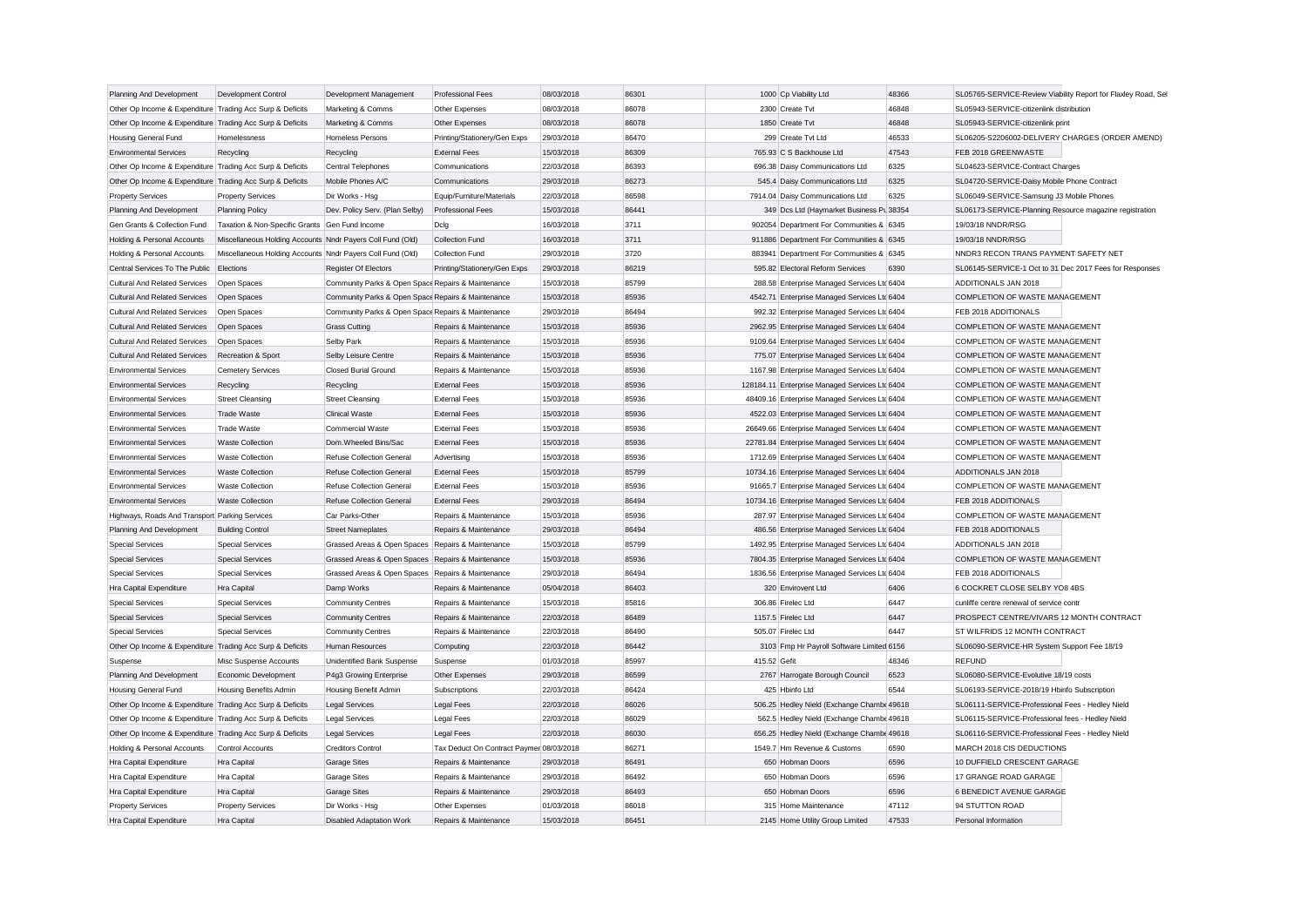| | | | | | | | | | |
|---|---|---|---|---|---|---|---|---|---|
| Planning And Development | Development Control | Development Management | Professional Fees | 08/03/2018 | 86301 | 1000 | Cp Viability Ltd | 48366 | SL05765-SERVICE-Review Viability Report for Flaxley Road, Sel |
| Other Op Income & Expenditure | Trading Acc Surp & Deficits | Marketing & Comms | Other Expenses | 08/03/2018 | 86078 | 2300 | Create Tvt | 46848 | SL05943-SERVICE-citizenlink distribution |
| Other Op Income & Expenditure | Trading Acc Surp & Deficits | Marketing & Comms | Other Expenses | 08/03/2018 | 86078 | 1850 | Create Tvt | 46848 | SL05943-SERVICE-citizenlink print |
| Housing General Fund | Homelessness | Homeless Persons | Printing/Stationery/Gen Exps | 29/03/2018 | 86470 | 299 | Create Tvt Ltd | 46533 | SL06205-S2206002-DELIVERY CHARGES (ORDER AMEND) |
| Environmental Services | Recycling | Recycling | External Fees | 15/03/2018 | 86309 | 765.93 | C S Backhouse Ltd | 47543 | FEB 2018 GREENWASTE |
| Other Op Income & Expenditure | Trading Acc Surp & Deficits | Central Telephones | Communications | 22/03/2018 | 86393 | 696.38 | Daisy Communications Ltd | 6325 | SL04623-SERVICE-Contract Charges |
| Other Op Income & Expenditure | Trading Acc Surp & Deficits | Mobile Phones A/C | Communications | 29/03/2018 | 86273 | 545.4 | Daisy Communications Ltd | 6325 | SL04720-SERVICE-Daisy Mobile Phone Contract |
| Property Services | Property Services | Dir Works - Hsg | Equip/Furniture/Materials | 22/03/2018 | 86598 | 7914.04 | Daisy Communications Ltd | 6325 | SL06049-SERVICE-Samsung J3 Mobile Phones |
| Planning And Development | Planning Policy | Dev. Policy Serv. (Plan Selby) | Professional Fees | 15/03/2018 | 86441 | 349 | Dcs Ltd (Haymarket Business Pu | 38354 | SL06173-SERVICE-Planning Resource magazine registration |
| Gen Grants & Collection Fund | Taxation & Non-Specific Grants | Gen Fund Income | Dclg | 16/03/2018 | 3711 | 902054 | Department For Communities & | 6345 | 19/03/18 NNDR/RSG |
| Holding & Personal Accounts | Miscellaneous Holding Accounts | Nndr Payers Coll Fund (Old) | Collection Fund | 16/03/2018 | 3711 | 911886 | Department For Communities & | 6345 | 19/03/18 NNDR/RSG |
| Holding & Personal Accounts | Miscellaneous Holding Accounts | Nndr Payers Coll Fund (Old) | Collection Fund | 29/03/2018 | 3720 | 883941 | Department For Communities & | 6345 | NNDR3 RECON TRANS PAYMENT SAFETY NET |
| Central Services To The Public | Elections | Register Of Electors | Printing/Stationery/Gen Exps | 29/03/2018 | 86219 | 595.82 | Electoral Reform Services | 6390 | SL06145-SERVICE-1 Oct to 31 Dec 2017 Fees for Responses |
| Cultural And Related Services | Open Spaces | Community Parks & Open Space | Repairs & Maintenance | 15/03/2018 | 85799 | 288.58 | Enterprise Managed Services Ltd | 6404 | ADDITIONALS JAN 2018 |
| Cultural And Related Services | Open Spaces | Community Parks & Open Space | Repairs & Maintenance | 15/03/2018 | 85936 | 4542.71 | Enterprise Managed Services Ltd | 6404 | COMPLETION OF WASTE MANAGEMENT |
| Cultural And Related Services | Open Spaces | Community Parks & Open Space | Repairs & Maintenance | 29/03/2018 | 86494 | 992.32 | Enterprise Managed Services Ltd | 6404 | FEB 2018 ADDITIONALS |
| Cultural And Related Services | Open Spaces | Grass Cutting | Repairs & Maintenance | 15/03/2018 | 85936 | 2962.95 | Enterprise Managed Services Ltd | 6404 | COMPLETION OF WASTE MANAGEMENT |
| Cultural And Related Services | Open Spaces | Selby Park | Repairs & Maintenance | 15/03/2018 | 85936 | 9109.64 | Enterprise Managed Services Ltd | 6404 | COMPLETION OF WASTE MANAGEMENT |
| Cultural And Related Services | Recreation & Sport | Selby Leisure Centre | Repairs & Maintenance | 15/03/2018 | 85936 | 775.07 | Enterprise Managed Services Ltd | 6404 | COMPLETION OF WASTE MANAGEMENT |
| Environmental Services | Cemetery Services | Closed Burial Ground | Repairs & Maintenance | 15/03/2018 | 85936 | 1167.98 | Enterprise Managed Services Ltd | 6404 | COMPLETION OF WASTE MANAGEMENT |
| Environmental Services | Recycling | Recycling | External Fees | 15/03/2018 | 85936 | 128184.11 | Enterprise Managed Services Ltd | 6404 | COMPLETION OF WASTE MANAGEMENT |
| Environmental Services | Street Cleansing | Street Cleansing | External Fees | 15/03/2018 | 85936 | 48409.16 | Enterprise Managed Services Ltd | 6404 | COMPLETION OF WASTE MANAGEMENT |
| Environmental Services | Trade Waste | Clinical Waste | External Fees | 15/03/2018 | 85936 | 4522.03 | Enterprise Managed Services Ltd | 6404 | COMPLETION OF WASTE MANAGEMENT |
| Environmental Services | Trade Waste | Commercial Waste | External Fees | 15/03/2018 | 85936 | 26649.66 | Enterprise Managed Services Ltd | 6404 | COMPLETION OF WASTE MANAGEMENT |
| Environmental Services | Waste Collection | Dom.Wheeled Bins/Sac | External Fees | 15/03/2018 | 85936 | 22781.84 | Enterprise Managed Services Ltd | 6404 | COMPLETION OF WASTE MANAGEMENT |
| Environmental Services | Waste Collection | Refuse Collection General | Advertising | 15/03/2018 | 85936 | 1712.69 | Enterprise Managed Services Ltd | 6404 | COMPLETION OF WASTE MANAGEMENT |
| Environmental Services | Waste Collection | Refuse Collection General | External Fees | 15/03/2018 | 85799 | 10734.16 | Enterprise Managed Services Ltd | 6404 | ADDITIONALS JAN 2018 |
| Environmental Services | Waste Collection | Refuse Collection General | External Fees | 15/03/2018 | 85936 | 91665.7 | Enterprise Managed Services Ltd | 6404 | COMPLETION OF WASTE MANAGEMENT |
| Environmental Services | Waste Collection | Refuse Collection General | External Fees | 29/03/2018 | 86494 | 10734.16 | Enterprise Managed Services Ltd | 6404 | FEB 2018 ADDITIONALS |
| Highways, Roads And Transport | Parking Services | Car Parks-Other | Repairs & Maintenance | 15/03/2018 | 85936 | 287.97 | Enterprise Managed Services Ltd | 6404 | COMPLETION OF WASTE MANAGEMENT |
| Planning And Development | Building Control | Street Nameplates | Repairs & Maintenance | 29/03/2018 | 86494 | 486.56 | Enterprise Managed Services Ltd | 6404 | FEB 2018 ADDITIONALS |
| Special Services | Special Services | Grassed Areas & Open Spaces | Repairs & Maintenance | 15/03/2018 | 85799 | 1492.95 | Enterprise Managed Services Ltd | 6404 | ADDITIONALS JAN 2018 |
| Special Services | Special Services | Grassed Areas & Open Spaces | Repairs & Maintenance | 15/03/2018 | 85936 | 7804.35 | Enterprise Managed Services Ltd | 6404 | COMPLETION OF WASTE MANAGEMENT |
| Special Services | Special Services | Grassed Areas & Open Spaces | Repairs & Maintenance | 29/03/2018 | 86494 | 1836.56 | Enterprise Managed Services Ltd | 6404 | FEB 2018 ADDITIONALS |
| Hra Capital Expenditure | Hra Capital | Damp Works | Repairs & Maintenance | 05/04/2018 | 86403 | 320 | Envirovent Ltd | 6406 | 6 COCKRET CLOSE SELBY YO8 4BS |
| Special Services | Special Services | Community Centres | Repairs & Maintenance | 15/03/2018 | 85816 | 306.86 | Firelec Ltd | 6447 | cunliffe centre renewal of service contr |
| Special Services | Special Services | Community Centres | Repairs & Maintenance | 22/03/2018 | 86489 | 1157.5 | Firelec Ltd | 6447 | PROSPECT CENTRE/VIVARS 12 MONTH CONTRACT |
| Special Services | Special Services | Community Centres | Repairs & Maintenance | 22/03/2018 | 86490 | 505.07 | Firelec Ltd | 6447 | ST WILFRIDS 12 MONTH CONTRACT |
| Other Op Income & Expenditure | Trading Acc Surp & Deficits | Human Resources | Computing | 22/03/2018 | 86442 | 3103 | Fmp Hr Payroll Software Limited | 6156 | SL06090-SERVICE-HR System Support Fee 18/19 |
| Suspense | Misc Suspense Accounts | Unidentified Bank Suspense | Suspense | 01/03/2018 | 85997 | 415.52 | Gefit | 48346 | REFUND |
| Planning And Development | Economic Development | P4g3 Growing Enterprise | Other Expenses | 29/03/2018 | 86599 | 2767 | Harrogate Borough Council | 6523 | SL06080-SERVICE-Evolutive 18/19 costs |
| Housing General Fund | Housing Benefits Admin | Housing Benefit Admin | Subscriptions | 22/03/2018 | 86424 | 425 | Hbinfo Ltd | 6544 | SL06193-SERVICE-2018/19 Hbinfo Subscription |
| Other Op Income & Expenditure | Trading Acc Surp & Deficits | Legal Services | Legal Fees | 22/03/2018 | 86026 | 506.25 | Hedley Nield (Exchange Chambe | 49618 | SL06111-SERVICE-Professional Fees - Hedley Nield |
| Other Op Income & Expenditure | Trading Acc Surp & Deficits | Legal Services | Legal Fees | 22/03/2018 | 86029 | 562.5 | Hedley Nield (Exchange Chambe | 49618 | SL06115-SERVICE-Professional fees - Hedley Nield |
| Other Op Income & Expenditure | Trading Acc Surp & Deficits | Legal Services | Legal Fees | 22/03/2018 | 86030 | 656.25 | Hedley Nield (Exchange Chambe | 49618 | SL06116-SERVICE-Professional Fees - Hedley Nield |
| Holding & Personal Accounts | Control Accounts | Creditors Control | Tax Deduct On Contract Paymen | 08/03/2018 | 86271 | 1549.7 | Hm Revenue & Customs | 6590 | MARCH 2018 CIS DEDUCTIONS |
| Hra Capital Expenditure | Hra Capital | Garage Sites | Repairs & Maintenance | 29/03/2018 | 86491 | 650 | Hobman Doors | 6596 | 10 DUFFIELD CRESCENT GARAGE |
| Hra Capital Expenditure | Hra Capital | Garage Sites | Repairs & Maintenance | 29/03/2018 | 86492 | 650 | Hobman Doors | 6596 | 17 GRANGE ROAD GARAGE |
| Hra Capital Expenditure | Hra Capital | Garage Sites | Repairs & Maintenance | 29/03/2018 | 86493 | 650 | Hobman Doors | 6596 | 6 BENEDICT AVENUE GARAGE |
| Property Services | Property Services | Dir Works - Hsg | Other Expenses | 01/03/2018 | 86018 | 315 | Home Maintenance | 47112 | 94 STUTTON ROAD |
| Hra Capital Expenditure | Hra Capital | Disabled Adaptation Work | Repairs & Maintenance | 15/03/2018 | 86451 | 2145 | Home Utility Group Limited | 47533 | Personal Information |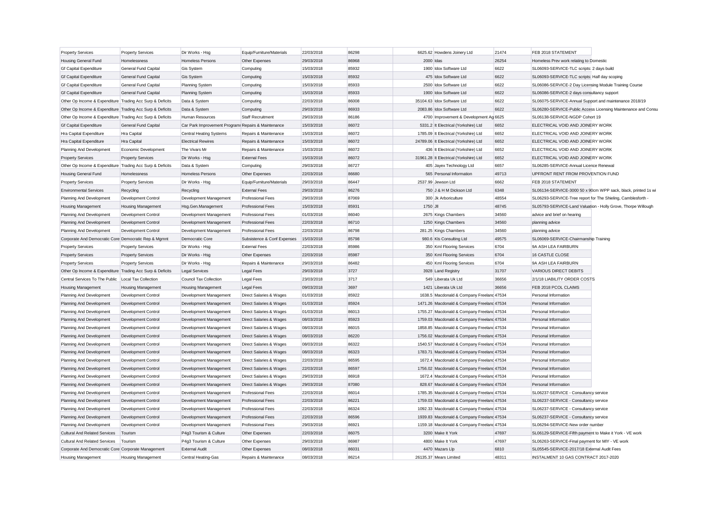| Property Services | Property Services | Dir Works - Hsg | Equip/Furniture/Materials | 22/03/2018 | 86298 | 6625.62 | Howdens Joinery Ltd | 21474 | FEB 2018 STATEMENT |
|---|---|---|---|---|---|---|---|---|---|
| Housing General Fund | Homelessness | Homeless Persons | Other Expenses | 29/03/2018 | 86968 | 2000 | Idas | 26254 | Homeless Prev work relating to Domestic |
| Gf Capital Expenditure | General Fund Capital | Gis System | Computing | 15/03/2018 | 85932 | 1900 | Idox Software Ltd | 6622 | SL06093-SERVICE-TLC scripts: 2 days build |
| Gf Capital Expenditure | General Fund Capital | Gis System | Computing | 15/03/2018 | 85932 | 475 | Idox Software Ltd | 6622 | SL06093-SERVICE-TLC scripts: Half day scoping |
| Gf Capital Expenditure | General Fund Capital | Planning System | Computing | 15/03/2018 | 85933 | 2500 | Idox Software Ltd | 6622 | SL06086-SERVICE-2 Day Licensing Module Training Course |
| Gf Capital Expenditure | General Fund Capital | Planning System | Computing | 15/03/2018 | 85933 | 1900 | Idox Software Ltd | 6622 | SL06086-SERVICE-2 days consultancy support |
| Other Op Income & Expenditure | Trading Acc Surp & Deficits | Data & System | Computing | 22/03/2018 | 86008 | 35104.63 | Idox Software Ltd | 6622 | SL06075-SERVICE-Annual Support and maintenance 2018/19 |
| Other Op Income & Expenditure | Trading Acc Surp & Deficits | Data & System | Computing | 29/03/2018 | 86933 | 2083.86 | Idox Software Ltd | 6622 | SL06280-SERVICE-Public Access Licensing Maintenance and Consu |
| Other Op Income & Expenditure | Trading Acc Surp & Deficits | Human Resources | Staff Recruitment | 29/03/2018 | 86186 | 4700 | Improvement & Development Ag | 6625 | SL06138-SERVICE-NGDP Cohort 19 |
| Gf Capital Expenditure | General Fund Capital | Car Park Improvement Programme | Repairs & Maintenance | 15/03/2018 | 86072 | 5331.2 | It Electrical (Yorkshire) Ltd | 6652 | ELECTRICAL VOID AND JOINERY WORK |
| Hra Capital Expenditure | Hra Capital | Central Heating Systems | Repairs & Maintenance | 15/03/2018 | 86072 | 1785.09 | It Electrical (Yorkshire) Ltd | 6652 | ELECTRICAL VOID AND JOINERY WORK |
| Hra Capital Expenditure | Hra Capital | Electrical Rewires | Repairs & Maintenance | 15/03/2018 | 86072 | 24789.06 | It Electrical (Yorkshire) Ltd | 6652 | ELECTRICAL VOID AND JOINERY WORK |
| Planning And Development | Economic Development | The Vivars Mr | Repairs & Maintenance | 15/03/2018 | 86072 | 436 | It Electrical (Yorkshire) Ltd | 6652 | ELECTRICAL VOID AND JOINERY WORK |
| Property Services | Property Services | Dir Works - Hsg | External Fees | 15/03/2018 | 86072 | 31961.28 | It Electrical (Yorkshire) Ltd | 6652 | ELECTRICAL VOID AND JOINERY WORK |
| Other Op Income & Expenditure | Trading Acc Surp & Deficits | Data & System | Computing | 29/03/2018 | 86727 | 405 | Jayex Technology Ltd | 6657 | SL06285-SERVICE-Annual Licence Renewal |
| Housing General Fund | Homelessness | Homeless Persons | Other Expenses | 22/03/2018 | 86680 | 565 | Personal Information | 49713 | UPFRONT RENT FROM PROVENTION FUND |
| Property Services | Property Services | Dir Works - Hsg | Equip/Furniture/Materials | 29/03/2018 | 86447 | 2537.99 | Jewson Ltd | 6662 | FEB 2018 STATEMENT |
| Environmental Services | Recycling | Recycling | External Fees | 29/03/2018 | 86276 | 750 | J & H M Dickson Ltd | 6348 | SL06134-SERVICE-3000 50 x 90cm WPP sack, black, printed 1s wi |
| Planning And Development | Development Control | Development Management | Professional Fees | 29/03/2018 | 87069 | 300 | Jk Arboriculture | 48554 | SL06293-SERVICE-Tree report for The Shieling, Camblesforth - |
| Housing Management | Housing Management | Hsg.Gen.Management | Professional Fees | 15/03/2018 | 85931 | 1750 | Jll | 48745 | SL05793-SERVICE-Land Valuation - Holly Grove, Thorpe Willough |
| Planning And Development | Development Control | Development Management | Professional Fees | 01/03/2018 | 86040 | 2675 | Kings Chambers | 34560 | advice and brief on hearing |
| Planning And Development | Development Control | Development Management | Professional Fees | 22/03/2018 | 86710 | 1250 | Kings Chambers | 34560 | planning advice |
| Planning And Development | Development Control | Development Management | Professional Fees | 22/03/2018 | 86798 | 281.25 | Kings Chambers | 34560 | planning advice |
| Corporate And Democratic Core | Democratic Rep & Mgmnt | Democratic Core | Subsistence & Conf Expenses | 15/03/2018 | 85798 | 980.6 | Kls Consulting Ltd | 49575 | SL06069-SERVICE-Chairmanship Training |
| Property Services | Property Services | Dir Works - Hsg | External Fees | 22/03/2018 | 85986 | 350 | Kml Flooring Services | 6704 | 9A ASH LEA FAIRBURN |
| Property Services | Property Services | Dir Works - Hsg | Other Expenses | 22/03/2018 | 85987 | 350 | Kml Flooring Services | 6704 | 16 CASTLE CLOSE |
| Property Services | Property Services | Dir Works - Hsg | Repairs & Maintenance | 29/03/2018 | 86482 | 450 | Kml Flooring Services | 6704 | 9A ASH LEA FAIRBURN |
| Other Op Income & Expenditure | Trading Acc Surp & Deficits | Legal Services | Legal Fees | 29/03/2018 | 3727 | 3928 | Land Registry | 31707 | VARIOUS DIRECT DEBITS |
| Central Services To The Public | Local Tax Collection | Council Tax Collection | Legal Fees | 23/03/2018 | 3717 | 549 | Liberata Uk Ltd | 36656 | 2/1/18 LIABILITY ORDER COSTS |
| Housing Management | Housing Management | Housing Management | Legal Fees | 09/03/2018 | 3697 | 1421 | Liberata Uk Ltd | 36656 | FEB 2018 PCOL CLAIMS |
| Planning And Development | Development Control | Development Management | Direct Salaries & Wages | 01/03/2018 | 85922 | 1638.5 | Macdonald & Company Freelanc | 47534 | Personal Information |
| Planning And Development | Development Control | Development Management | Direct Salaries & Wages | 01/03/2018 | 85924 | 1471.26 | Macdonald & Company Freelanc | 47534 | Personal Information |
| Planning And Development | Development Control | Development Management | Direct Salaries & Wages | 01/03/2018 | 86013 | 1755.27 | Macdonald & Company Freelanc | 47534 | Personal Information |
| Planning And Development | Development Control | Development Management | Direct Salaries & Wages | 08/03/2018 | 85923 | 1759.03 | Macdonald & Company Freelanc | 47534 | Personal Information |
| Planning And Development | Development Control | Development Management | Direct Salaries & Wages | 08/03/2018 | 86015 | 1858.85 | Macdonald & Company Freelanc | 47534 | Personal Information |
| Planning And Development | Development Control | Development Management | Direct Salaries & Wages | 08/03/2018 | 86220 | 1756.02 | Macdonald & Company Freelanc | 47534 | Personal Information |
| Planning And Development | Development Control | Development Management | Direct Salaries & Wages | 08/03/2018 | 86322 | 1540.57 | Macdonald & Company Freelanc | 47534 | Personal Information |
| Planning And Development | Development Control | Development Management | Direct Salaries & Wages | 08/03/2018 | 86323 | 1783.71 | Macdonald & Company Freelanc | 47534 | Personal Information |
| Planning And Development | Development Control | Development Management | Direct Salaries & Wages | 22/03/2018 | 86595 | 1672.4 | Macdonald & Company Freelanc | 47534 | Personal Information |
| Planning And Development | Development Control | Development Management | Direct Salaries & Wages | 22/03/2018 | 86597 | 1756.02 | Macdonald & Company Freelanc | 47534 | Personal Information |
| Planning And Development | Development Control | Development Management | Direct Salaries & Wages | 29/03/2018 | 86918 | 1672.4 | Macdonald & Company Freelanc | 47534 | Personal Information |
| Planning And Development | Development Control | Development Management | Direct Salaries & Wages | 29/03/2018 | 87080 | 828.67 | Macdonald & Company Freelanc | 47534 | Personal Information |
| Planning And Development | Development Control | Development Management | Professional Fees | 22/03/2018 | 86014 | 1785.35 | Macdonald & Company Freelanc | 47534 | SL06237-SERVICE - Consultancy service |
| Planning And Development | Development Control | Development Management | Professional Fees | 22/03/2018 | 86221 | 1759.03 | Macdonald & Company Freelanc | 47534 | SL06237-SERVICE - Consultancy service |
| Planning And Development | Development Control | Development Management | Professional Fees | 22/03/2018 | 86324 | 1092.33 | Macdonald & Company Freelanc | 47534 | SL06237-SERVICE - Consultancy service |
| Planning And Development | Development Control | Development Management | Professional Fees | 22/03/2018 | 86596 | 1939.83 | Macdonald & Company Freelanc | 47534 | SL06237-SERVICE - Consultancy service |
| Planning And Development | Development Control | Development Management | Professional Fees | 29/03/2018 | 86921 | 1159.18 | Macdonald & Company Freelanc | 47534 | SL06294-SERVICE-New order number |
| Cultural And Related Services | Tourism | P4g3 Tourism & Culture | Other Expenses | 22/03/2018 | 86075 | 3200 | Make It York | 47697 | SL06129-SERVICE-Fifth payment to Make it York - VE work |
| Cultural And Related Services | Tourism | P4g3 Tourism & Culture | Other Expenses | 29/03/2018 | 86987 | 4800 | Make It York | 47697 | SL06263-SERVICE-Final payment for MIY - VE work |
| Corporate And Democratic Core | Corporate Management | External Audit | Other Expenses | 08/03/2018 | 86031 | 4470 | Mazars Llp | 6810 | SL05545-SERVICE-2017/18 External Audit Fees |
| Housing Management | Housing Management | Central Heating-Gas | Repairs & Maintenance | 08/03/2018 | 86214 | 26135.37 | Mears Limited | 48311 | INSTALMENT 10 GAS CONTRACT 2017-2020 |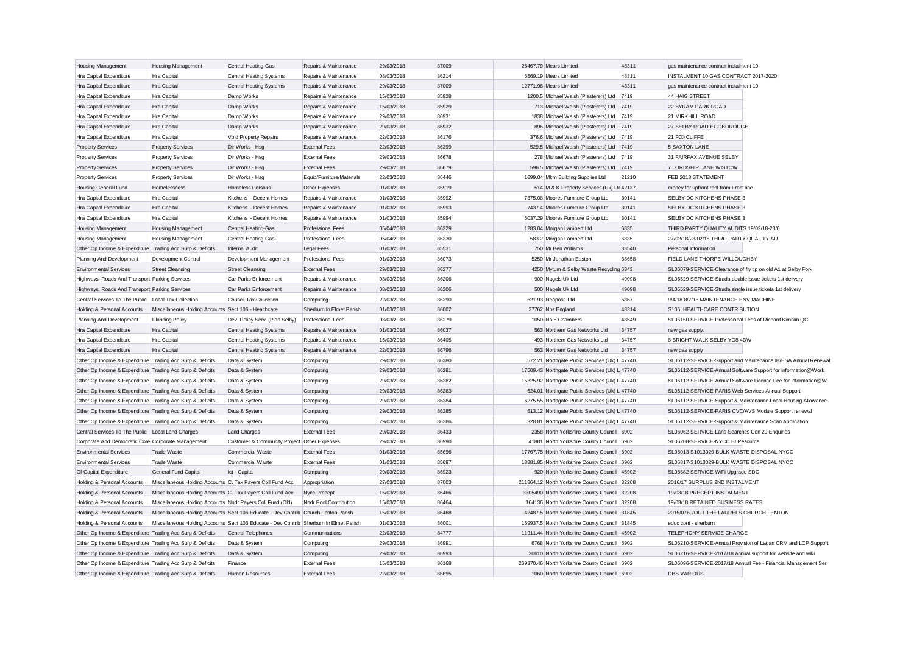| Housing Management | Housing Management | Central Heating-Gas | Repairs & Maintenance | 29/03/2018 | 87009 | 26467.79 | Mears Limited | 48311 | gas maintenance contract instalment 10 |
|---|---|---|---|---|---|---|---|---|---|
| Hra Capital Expenditure | Hra Capital | Central Heating Systems | Repairs & Maintenance | 08/03/2018 | 86214 | 6569.19 | Mears Limited | 48311 | INSTALMENT 10 GAS CONTRACT 2017-2020 |
| Hra Capital Expenditure | Hra Capital | Central Heating Systems | Repairs & Maintenance | 29/03/2018 | 87009 | 12771.96 | Mears Limited | 48311 | gas maintenance contract instalment 10 |
| Hra Capital Expenditure | Hra Capital | Damp Works | Repairs & Maintenance | 15/03/2018 | 85928 | 1200.5 | Michael Walsh (Plasterers) Ltd | 7419 | 44 HAIG STREET |
| Hra Capital Expenditure | Hra Capital | Damp Works | Repairs & Maintenance | 15/03/2018 | 85929 | 713 | Michael Walsh (Plasterers) Ltd | 7419 | 22 BYRAM PARK ROAD |
| Hra Capital Expenditure | Hra Capital | Damp Works | Repairs & Maintenance | 29/03/2018 | 86931 | 1838 | Michael Walsh (Plasterers) Ltd | 7419 | 21 MIRKHILL ROAD |
| Hra Capital Expenditure | Hra Capital | Damp Works | Repairs & Maintenance | 29/03/2018 | 86932 | 896 | Michael Walsh (Plasterers) Ltd | 7419 | 27 SELBY ROAD EGGBOROUGH |
| Hra Capital Expenditure | Hra Capital | Void Property Repairs | Repairs & Maintenance | 22/03/2018 | 86176 | 376.6 | Michael Walsh (Plasterers) Ltd | 7419 | 21 FOXCLIFFE |
| Property Services | Property Services | Dir Works - Hsg | External Fees | 22/03/2018 | 86399 | 529.5 | Michael Walsh (Plasterers) Ltd | 7419 | 5 SAXTON LANE |
| Property Services | Property Services | Dir Works - Hsg | External Fees | 29/03/2018 | 86678 | 278 | Michael Walsh (Plasterers) Ltd | 7419 | 31 FAIRFAX AVENUE SELBY |
| Property Services | Property Services | Dir Works - Hsg | External Fees | 29/03/2018 | 86679 | 596.5 | Michael Walsh (Plasterers) Ltd | 7419 | 7 LORDSHIP LANE WISTOW |
| Property Services | Property Services | Dir Works - Hsg | Equip/Furniture/Materials | 22/03/2018 | 86446 | 1699.04 | Mkm Building Supplies Ltd | 21210 | FEB 2018 STATEMENT |
| Housing General Fund | Homelessness | Homeless Persons | Other Expenses | 01/03/2018 | 85919 | 514 | M & K Property Services (Uk) Ltd | 42137 | money for upfront rent from Front line |
| Hra Capital Expenditure | Hra Capital | Kitchens - Decent Homes | Repairs & Maintenance | 01/03/2018 | 85992 | 7375.08 | Moores Furniture Group Ltd | 30141 | SELBY DC KITCHENS PHASE 3 |
| Hra Capital Expenditure | Hra Capital | Kitchens - Decent Homes | Repairs & Maintenance | 01/03/2018 | 85993 | 7437.4 | Moores Furniture Group Ltd | 30141 | SELBY DC KITCHENS PHASE 3 |
| Hra Capital Expenditure | Hra Capital | Kitchens - Decent Homes | Repairs & Maintenance | 01/03/2018 | 85994 | 6037.29 | Moores Furniture Group Ltd | 30141 | SELBY DC KITCHENS PHASE 3 |
| Housing Management | Housing Management | Central Heating-Gas | Professional Fees | 05/04/2018 | 86229 | 1283.04 | Morgan Lambert Ltd | 6835 | THIRD PARTY QUALITY AUDITS 19/02/18-23/0 |
| Housing Management | Housing Management | Central Heating-Gas | Professional Fees | 05/04/2018 | 86230 | 583.2 | Morgan Lambert Ltd | 6835 | 27/02/18/28/02/18 THIRD PARTY QUALITY AU |
| Other Op Income & Expenditure | Trading Acc Surp & Deficits | Internal Audit | Legal Fees | 01/03/2018 | 85531 | 750 | Mr Ben Williams | 33540 | Personal Information |
| Planning And Development | Development Control | Development Management | Professional Fees | 01/03/2018 | 86073 | 5250 | Mr Jonathan Easton | 38658 | FIELD LANE THORPE WILLOUGHBY |
| Environmental Services | Street Cleansing | Street Cleansing | External Fees | 29/03/2018 | 86277 | 4250 | Mytum & Selby Waste Recycling | 6843 | SL06079-SERVICE-Clearance of fly tip on old A1 at Selby Fork |
| Highways, Roads And Transport | Parking Services | Car Parks Enforcement | Repairs & Maintenance | 08/03/2018 | 86206 | 900 | Nagels Uk Ltd | 49098 | SL05529-SERVICE-Strada double issue tickets 1st delivery |
| Highways, Roads And Transport | Parking Services | Car Parks Enforcement | Repairs & Maintenance | 08/03/2018 | 86206 | 500 | Nagels Uk Ltd | 49098 | SL05529-SERVICE-Strada single issue tickets 1st delivery |
| Central Services To The Public | Local Tax Collection | Council Tax Collection | Computing | 22/03/2018 | 86290 | 621.93 | Neopost Ltd | 6867 | 9/4/18-8/7/18 MAINTENANCE ENV MACHINE |
| Holding & Personal Accounts | Miscellaneous Holding Accounts | Sect 106 - Healthcare | Sherburn In Elmet Parish | 01/03/2018 | 86002 | 27762 | Nhs England | 48314 | S106 HEALTHCARE CONTRIBUTION |
| Planning And Development | Planning Policy | Dev. Policy Serv. (Plan Selby) | Professional Fees | 08/03/2018 | 86279 | 1050 | No 5 Chambers | 48549 | SL06150-SERVICE-Professional Fees of Richard Kimblin QC |
| Hra Capital Expenditure | Hra Capital | Central Heating Systems | Repairs & Maintenance | 01/03/2018 | 86037 | 563 | Northern Gas Networks Ltd | 34757 | new gas supply. |
| Hra Capital Expenditure | Hra Capital | Central Heating Systems | Repairs & Maintenance | 15/03/2018 | 86405 | 493 | Northern Gas Networks Ltd | 34757 | 8 BRIGHT WALK SELBY YO8 4DW |
| Hra Capital Expenditure | Hra Capital | Central Heating Systems | Repairs & Maintenance | 22/03/2018 | 86796 | 563 | Northern Gas Networks Ltd | 34757 | new gas supply |
| Other Op Income & Expenditure | Trading Acc Surp & Deficits | Data & System | Computing | 29/03/2018 | 86280 | 572.21 | Northgate Public Services (Uk) L | 47740 | SL06112-SERVICE-Support and Maintenance IB/ESA Annual Renewal |
| Other Op Income & Expenditure | Trading Acc Surp & Deficits | Data & System | Computing | 29/03/2018 | 86281 | 17509.43 | Northgate Public Services (Uk) L | 47740 | SL06112-SERVICE-Annual Software Support for Information@Work |
| Other Op Income & Expenditure | Trading Acc Surp & Deficits | Data & System | Computing | 29/03/2018 | 86282 | 15325.92 | Northgate Public Services (Uk) L | 47740 | SL06112-SERVICE-Annual Software Licence Fee for Information@W |
| Other Op Income & Expenditure | Trading Acc Surp & Deficits | Data & System | Computing | 29/03/2018 | 86283 | 624.01 | Northgate Public Services (Uk) L | 47740 | SL06112-SERVICE-PARIS Web Services Annual Support |
| Other Op Income & Expenditure | Trading Acc Surp & Deficits | Data & System | Computing | 29/03/2018 | 86284 | 6275.55 | Northgate Public Services (Uk) L | 47740 | SL06112-SERVICE-Support & Maintenance Local Housing Allowance |
| Other Op Income & Expenditure | Trading Acc Surp & Deficits | Data & System | Computing | 29/03/2018 | 86285 | 613.12 | Northgate Public Services (Uk) L | 47740 | SL06112-SERVICE-PARIS CVC/AVS Module Support renewal |
| Other Op Income & Expenditure | Trading Acc Surp & Deficits | Data & System | Computing | 29/03/2018 | 86286 | 328.81 | Northgate Public Services (Uk) L | 47740 | SL06112-SERVICE-Support & Maintenance Scan Application |
| Central Services To The Public | Local Land Charges | Land Charges | External Fees | 29/03/2018 | 86433 | 2358 | North Yorkshire County Council | 6902 | SL06062-SERVICE-Land Searches Con 29 Enquiries |
| Corporate And Democratic Core | Corporate Management | Customer & Community Project | Other Expenses | 29/03/2018 | 86990 | 41881 | North Yorkshire County Council | 6902 | SL06208-SERVICE-NYCC BI Resource |
| Environmental Services | Trade Waste | Commercial Waste | External Fees | 01/03/2018 | 85696 | 17767.75 | North Yorkshire County Council | 6902 | SL06013-S1013029-BULK WASTE DISPOSAL NYCC |
| Environmental Services | Trade Waste | Commercial Waste | External Fees | 01/03/2018 | 85697 | 13881.85 | North Yorkshire County Council | 6902 | SL05817-S1013029-BULK WASTE DISPOSAL NYCC |
| Gf Capital Expenditure | General Fund Capital | Ict - Capital | Computing | 29/03/2018 | 86923 | 920 | North Yorkshire County Council | 45902 | SL05682-SERVICE-WiFi Upgrade SDC |
| Holding & Personal Accounts | Miscellaneous Holding Accounts | C. Tax Payers Coll Fund Acc | Appropriation | 27/03/2018 | 87003 | 211864.12 | North Yorkshire County Council | 32208 | 2016/17 SURPLUS 2ND INSTALMENT |
| Holding & Personal Accounts | Miscellaneous Holding Accounts | C. Tax Payers Coll Fund Acc | Nycc Precept | 15/03/2018 | 86466 | 3305490 | North Yorkshire County Council | 32208 | 19/03/18 PRECEPT INSTALMENT |
| Holding & Personal Accounts | Miscellaneous Holding Accounts | Nndr Payers Coll Fund (Old) | Nndr Pool Contribution | 15/03/2018 | 86464 | 164136 | North Yorkshire County Council | 32208 | 19/03/18 RETAINED BUSINESS RATES |
| Holding & Personal Accounts | Miscellaneous Holding Accounts | Sect 106 Educate - Dev Contrib | Church Fenton Parish | 15/03/2018 | 86468 | 42487.5 | North Yorkshire County Council | 31845 | 2015/0760/OUT THE LAURELS CHURCH FENTON |
| Holding & Personal Accounts | Miscellaneous Holding Accounts | Sect 106 Educate - Dev Contrib | Sherburn In Elmet Parish | 01/03/2018 | 86001 | 169937.5 | North Yorkshire County Council | 31845 | educ cont - sherburn |
| Other Op Income & Expenditure | Trading Acc Surp & Deficits | Central Telephones | Communications | 22/03/2018 | 84777 | 11911.44 | North Yorkshire County Council | 45902 | TELEPHONY SERVICE CHARGE |
| Other Op Income & Expenditure | Trading Acc Surp & Deficits | Data & System | Computing | 29/03/2018 | 86991 | 6768 | North Yorkshire County Council | 6902 | SL06210-SERVICE-Annual Provision of Lagan CRM and LCP Support |
| Other Op Income & Expenditure | Trading Acc Surp & Deficits | Data & System | Computing | 29/03/2018 | 86993 | 20610 | North Yorkshire County Council | 6902 | SL06216-SERVICE-2017/18 annual support for website and wiki |
| Other Op Income & Expenditure | Trading Acc Surp & Deficits | Finance | External Fees | 15/03/2018 | 86168 | 269370.46 | North Yorkshire County Council | 6902 | SL06096-SERVICE-2017/18 Annual Fee - Financial Management Ser |
| Other Op Income & Expenditure | Trading Acc Surp & Deficits | Human Resources | External Fees | 22/03/2018 | 86695 | 1060 | North Yorkshire County Council | 6902 | DBS VARIOUS |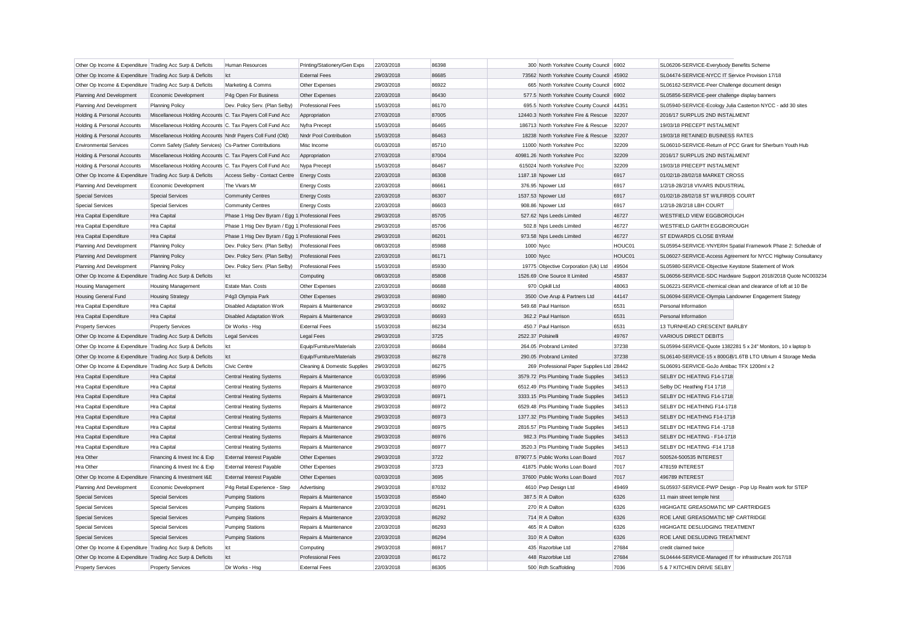| | | | | | | | | | |
|---|---|---|---|---|---|---|---|---|---|
| Other Op Income & Expenditure | Trading Acc Surp & Deficits | Human Resources | Printing/Stationery/Gen Exps | 22/03/2018 | 86398 | 300 | North Yorkshire County Council | 6902 | SL06206-SERVICE-Everybody Benefits Scheme |
| Other Op Income & Expenditure | Trading Acc Surp & Deficits | Ict | External Fees | 29/03/2018 | 86685 | 73562 | North Yorkshire County Council | 45902 | SL04474-SERVICE-NYCC IT Service Provision 17/18 |
| Other Op Income & Expenditure | Trading Acc Surp & Deficits | Marketing & Comms | Other Expenses | 29/03/2018 | 86922 | 665 | North Yorkshire County Council | 6902 | SL06162-SERVICE-Peer Challenge document design |
| Planning And Development | Economic Development | P4g Open For Business | Other Expenses | 22/03/2018 | 86430 | 577.5 | North Yorkshire County Council | 6902 | SL05856-SERVICE-peer challenge display banners |
| Planning And Development | Planning Policy | Dev. Policy Serv. (Plan Selby) | Professional Fees | 15/03/2018 | 86170 | 695.5 | North Yorkshire County Council | 44351 | SL05940-SERVICE-Ecology Julia Casterton NYCC - add 30 sites |
| Holding & Personal Accounts | Miscellaneous Holding Accounts | C. Tax Payers Coll Fund Acc | Appropriation | 27/03/2018 | 87005 | 12440.3 | North Yorkshire Fire & Rescue | 32207 | 2016/17 SURPLUS 2ND INSTALMENT |
| Holding & Personal Accounts | Miscellaneous Holding Accounts | C. Tax Payers Coll Fund Acc | Nyfra Precept | 15/03/2018 | 86465 | 186713 | North Yorkshire Fire & Rescue | 32207 | 19/03/18 PRECEPT INSTALMENT |
| Holding & Personal Accounts | Miscellaneous Holding Accounts | Nndr Payers Coll Fund (Old) | Nndr Pool Contribution | 15/03/2018 | 86463 | 18238 | North Yorkshire Fire & Rescue | 32207 | 19/03/18 RETAINED BUSINESS RATES |
| Environmental Services | Comm Safety (Safety Services) | Cs-Partner Contributions | Misc Income | 01/03/2018 | 85710 | 11000 | North Yorkshire Pcc | 32209 | SL06010-SERVICE-Return of PCC Grant for Sherburn Youth Hub |
| Holding & Personal Accounts | Miscellaneous Holding Accounts | C. Tax Payers Coll Fund Acc | Appropriation | 27/03/2018 | 87004 | 40981.26 | North Yorkshire Pcc | 32209 | 2016/17 SURPLUS 2ND INSTALMENT |
| Holding & Personal Accounts | Miscellaneous Holding Accounts | C. Tax Payers Coll Fund Acc | Nypa Precept | 15/03/2018 | 86467 | 615024 | North Yorkshire Pcc | 32209 | 19/03/18 PRECEPT INSTALMENT |
| Other Op Income & Expenditure | Trading Acc Surp & Deficits | Access Selby - Contact Centre | Energy Costs | 22/03/2018 | 86308 | 1187.18 | Npower Ltd | 6917 | 01/02/18-28/02/18 MARKET CROSS |
| Planning And Development | Economic Development | The Vivars Mr | Energy Costs | 22/03/2018 | 86661 | 376.95 | Npower Ltd | 6917 | 1/2/18-28/2/18 VIVARS INDUSTRIAL |
| Special Services | Special Services | Community Centres | Energy Costs | 22/03/2018 | 86307 | 1537.53 | Npower Ltd | 6917 | 01/02/18-28/02/18 ST WILFIRDS COURT |
| Special Services | Special Services | Community Centres | Energy Costs | 22/03/2018 | 86603 | 908.86 | Npower Ltd | 6917 | 1/2/18-28/2/18 LBH COURT |
| Hra Capital Expenditure | Hra Capital | Phase 1 Hsg Dev Byram / Egg 1 | Professional Fees | 29/03/2018 | 85705 | 527.62 | Nps Leeds Limited | 46727 | WESTFIELD VIEW EGGBOROUGH |
| Hra Capital Expenditure | Hra Capital | Phase 1 Hsg Dev Byram / Egg 1 | Professional Fees | 29/03/2018 | 85706 | 502.8 | Nps Leeds Limited | 46727 | WESTFIELD GARTH EGGBOROUGH |
| Hra Capital Expenditure | Hra Capital | Phase 1 Hsg Dev Byram / Egg 1 | Professional Fees | 29/03/2018 | 86201 | 973.58 | Nps Leeds Limited | 46727 | ST EDWARDS CLOSE BYRAM |
| Planning And Development | Planning Policy | Dev. Policy Serv. (Plan Selby) | Professional Fees | 08/03/2018 | 85988 | 1000 | Nycc | HOUC01 | SL05954-SERVICE-YNYERH Spatial Framework Phase 2: Schedule of |
| Planning And Development | Planning Policy | Dev. Policy Serv. (Plan Selby) | Professional Fees | 22/03/2018 | 86171 | 1000 | Nycc | HOUC01 | SL06027-SERVICE-Access Agreement for NYCC Highway Consultancy |
| Planning And Development | Planning Policy | Dev. Policy Serv. (Plan Selby) | Professional Fees | 15/03/2018 | 85930 | 19775 | Objective Corporation (Uk) Ltd | 49504 | SL05980-SERVICE-Objective Keystone Statement of Work |
| Other Op Income & Expenditure | Trading Acc Surp & Deficits | Ict | Computing | 08/03/2018 | 85808 | 1526.69 | One Source It Limited | 45837 | SL06056-SERVICE-SDC Hardware Support 2018/2018 Quote NC003234 |
| Housing Management | Housing Management | Estate Man. Costs | Other Expenses | 22/03/2018 | 86688 | 970 | Opkill Ltd | 48063 | SL06221-SERVICE-chemical clean and clearance of loft at 10 Be |
| Housing General Fund | Housing Strategy | P4g3 Olympia Park | Other Expenses | 29/03/2018 | 86980 | 3500 | Ove Arup & Partners Ltd | 44147 | SL06094-SERVICE-Olympia Landowner Engagement Stategy |
| Hra Capital Expenditure | Hra Capital | Disabled Adaptation Work | Repairs & Maintenance | 29/03/2018 | 86692 | 549.68 | Paul Harrison | 6531 | Personal Information |
| Hra Capital Expenditure | Hra Capital | Disabled Adaptation Work | Repairs & Maintenance | 29/03/2018 | 86693 | 362.2 | Paul Harrison | 6531 | Personal Information |
| Property Services | Property Services | Dir Works - Hsg | External Fees | 15/03/2018 | 86234 | 450.7 | Paul Harrison | 6531 | 13 TURNHEAD CRESCENT BARLBY |
| Other Op Income & Expenditure | Trading Acc Surp & Deficits | Legal Services | Legal Fees | 29/03/2018 | 3725 | 2522.37 | Polsinelli | 49767 | VARIOUS DIRECT DEBITS |
| Other Op Income & Expenditure | Trading Acc Surp & Deficits | Ict | Equip/Furniture/Materials | 22/03/2018 | 86684 | 264.05 | Probrand Limited | 37238 | SL05994-SERVICE-Quote 1382281 5 x 24" Monitors, 10 x laptop b |
| Other Op Income & Expenditure | Trading Acc Surp & Deficits | Ict | Equip/Furniture/Materials | 29/03/2018 | 86278 | 290.05 | Probrand Limited | 37238 | SL06140-SERVICE-15 x 800GB/1.6TB LTO Ultrium 4 Storage Media |
| Other Op Income & Expenditure | Trading Acc Surp & Deficits | Civic Centre | Cleaning & Domestic Supplies | 29/03/2018 | 86275 | 269 | Professional Paper Supplies Ltd | 28442 | SL06091-SERVICE-GoJo Antibac TFX 1200ml x 2 |
| Hra Capital Expenditure | Hra Capital | Central Heating Systems | Repairs & Maintenance | 01/03/2018 | 85996 | 3579.72 | Pts Plumbing Trade Supplies | 34513 | SELBY DC HEATING F14-1718 |
| Hra Capital Expenditure | Hra Capital | Central Heating Systems | Repairs & Maintenance | 29/03/2018 | 86970 | 6512.49 | Pts Plumbing Trade Supplies | 34513 | Selby DC Heathing F14 1718 |
| Hra Capital Expenditure | Hra Capital | Central Heating Systems | Repairs & Maintenance | 29/03/2018 | 86971 | 3333.15 | Pts Plumbing Trade Supplies | 34513 | SELBY DC HEATING F14-1718 |
| Hra Capital Expenditure | Hra Capital | Central Heating Systems | Repairs & Maintenance | 29/03/2018 | 86972 | 6529.48 | Pts Plumbing Trade Supplies | 34513 | SELBY DC HEATHING F14-1718 |
| Hra Capital Expenditure | Hra Capital | Central Heating Systems | Repairs & Maintenance | 29/03/2018 | 86973 | 1377.32 | Pts Plumbing Trade Supplies | 34513 | SELBY DC HEATHNG F14-1718 |
| Hra Capital Expenditure | Hra Capital | Central Heating Systems | Repairs & Maintenance | 29/03/2018 | 86975 | 2816.57 | Pts Plumbing Trade Supplies | 34513 | SELBY DC HEATING F14 -1718 |
| Hra Capital Expenditure | Hra Capital | Central Heating Systems | Repairs & Maintenance | 29/03/2018 | 86976 | 982.3 | Pts Plumbing Trade Supplies | 34513 | SELBY DC HEATING - F14-1718 |
| Hra Capital Expenditure | Hra Capital | Central Heating Systems | Repairs & Maintenance | 29/03/2018 | 86977 | 3520.3 | Pts Plumbing Trade Supplies | 34513 | SELBY DC HEATING -F14 1718 |
| Hra Other | Financing & Invest Inc & Exp | External Interest Payable | Other Expenses | 29/03/2018 | 3722 | 879077.5 | Public Works Loan Board | 7017 | 500524-500535 INTEREST |
| Hra Other | Financing & Invest Inc & Exp | External Interest Payable | Other Expenses | 29/03/2018 | 3723 | 41875 | Public Works Loan Board | 7017 | 478159 INTEREST |
| Other Op Income & Expenditure | Financing & Investment I&E | External Interest Payable | Other Expenses | 02/03/2018 | 3695 | 37600 | Public Works Loan Board | 7017 | 496789 INTEREST |
| Planning And Development | Economic Development | P4g Retail Experience - Step | Advertising | 29/03/2018 | 87032 | 4610 | Pwp Design Ltd | 49469 | SL05937-SERVICE-PWP Design - Pop Up Realm work for STEP |
| Special Services | Special Services | Pumping Stations | Repairs & Maintenance | 15/03/2018 | 85840 | 387.5 | R A Dalton | 6326 | 11 main street temple hirst |
| Special Services | Special Services | Pumping Stations | Repairs & Maintenance | 22/03/2018 | 86291 | 270 | R A Dalton | 6326 | HIGHGATE GREASOMATIC MP CARTRIDGES |
| Special Services | Special Services | Pumping Stations | Repairs & Maintenance | 22/03/2018 | 86292 | 714 | R A Dalton | 6326 | ROE LANE GREASOMATIC MP CARTRIDGE |
| Special Services | Special Services | Pumping Stations | Repairs & Maintenance | 22/03/2018 | 86293 | 465 | R A Dalton | 6326 | HIGHGATE DESLUDGING TREATMENT |
| Special Services | Special Services | Pumping Stations | Repairs & Maintenance | 22/03/2018 | 86294 | 310 | R A Dalton | 6326 | ROE LANE DESLUDING TREATMENT |
| Other Op Income & Expenditure | Trading Acc Surp & Deficits | Ict | Computing | 29/03/2018 | 86917 | 435 | Razorblue Ltd | 27684 | credit claimed twice |
| Other Op Income & Expenditure | Trading Acc Surp & Deficits | Ict | Professional Fees | 22/03/2018 | 86172 | 448 | Razorblue Ltd | 27684 | SL04444-SERVICE-Managed IT for infrastructure 2017/18 |
| Property Services | Property Services | Dir Works - Hsg | External Fees | 22/03/2018 | 86305 | 500 | Rdh Scaffolding | 7036 | 5 & 7 KITCHEN DRIVE SELBY |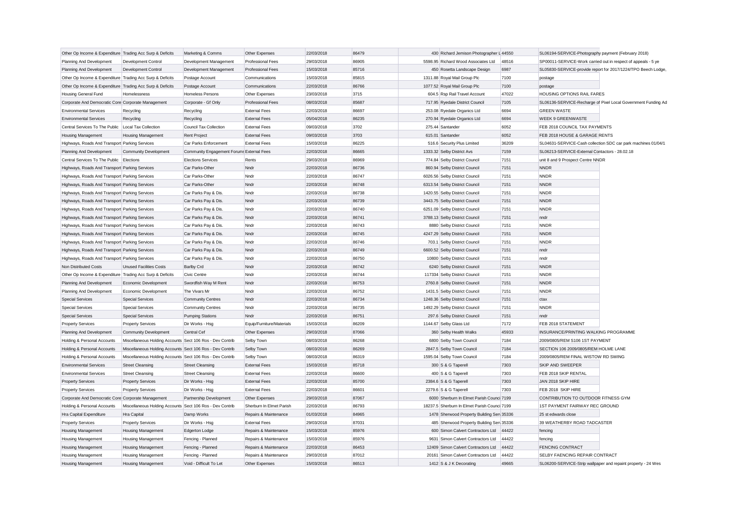| | | | | | | | | | |
|---|---|---|---|---|---|---|---|---|---|
| Other Op Income & Expenditure | Trading Acc Surp & Deficits | Marketing & Comms | Other Expenses | 22/03/2018 | 86479 | 430 | Richard Jemison Photographer L | 44550 | SL06194-SERVICE-Photography payment (February 2018) |
| Planning And Development | Development Control | Development Management | Professional Fees | 29/03/2018 | 86905 | 5598.95 | Richard Wood Associates Ltd | 48516 | SP00011-SERVICE-Work carried out in respect of appeals - 5 ye |
| Planning And Development | Development Control | Development Management | Professional Fees | 15/03/2018 | 85716 | 450 | Rosetta Landscape Design | 6987 | SL05830-SERVICE-provide report for 2017/1224/TPO Beech Lodge, |
| Other Op Income & Expenditure | Trading Acc Surp & Deficits | Postage Account | Communications | 15/03/2018 | 85815 | 1311.88 | Royal Mail Group Plc | 7100 | postage |
| Other Op Income & Expenditure | Trading Acc Surp & Deficits | Postage Account | Communications | 22/03/2018 | 86766 | 1077.52 | Royal Mail Group Plc | 7100 | postage |
| Housing General Fund | Homelessness | Homeless Persons | Other Expenses | 23/03/2018 | 3715 | 604.5 | Rsp Rail Travel Account | 47022 | HOUSING OPTIONS RAIL FARES |
| Corporate And Democratic Core | Corporate Management | Corporate - Gf Only | Professional Fees | 08/03/2018 | 85687 | 717.95 | Ryedale District Council | 7105 | SL06136-SERVICE-Recharge of Pixel Local Government Funding Ad |
| Environmental Services | Recycling | Recycling | External Fees | 22/03/2018 | 86697 | 253.08 | Ryedale Organics Ltd | 6694 | GREEN WASTE |
| Environmental Services | Recycling | Recycling | External Fees | 05/04/2018 | 86235 | 270.94 | Ryedale Organics Ltd | 6694 | WEEK 9 GREENWASTE |
| Central Services To The Public | Local Tax Collection | Council Tax Collection | External Fees | 09/03/2018 | 3702 | 275.44 | Santander | 6052 | FEB 2018 COUNCIL TAX PAYMENTS |
| Housing Management | Housing Management | Rent Project | External Fees | 09/03/2018 | 3703 | 615.01 | Santander | 6052 | FEB 2018 HOUSE & GARAGE RENTS |
| Highways, Roads And Transport | Parking Services | Car Parks Enforcement | External Fees | 15/03/2018 | 86225 | 516.6 | Security Plus Limited | 36209 | SL04631-SERVICE-Cash collection SDC car park machines 01/04/1 |
| Planning And Development | Community Development | Community Engagement Forums | External Fees | 22/03/2018 | 86665 | 1333.32 | Selby District Avs | 7159 | SL06213-SERVICE-External Contactors - 28.02.18 |
| Central Services To The Public | Elections | Elections Services | Rents | 29/03/2018 | 86969 | 774.84 | Selby District Council | 7151 | unit 8 and 9 Prospect Centre NNDR |
| Highways, Roads And Transport | Parking Services | Car Parks-Other | Nndr | 22/03/2018 | 86736 | 860.94 | Selby District Council | 7151 | NNDR |
| Highways, Roads And Transport | Parking Services | Car Parks-Other | Nndr | 22/03/2018 | 86747 | 6026.56 | Selby District Council | 7151 | NNDR |
| Highways, Roads And Transport | Parking Services | Car Parks-Other | Nndr | 22/03/2018 | 86748 | 6313.54 | Selby District Council | 7151 | NNDR |
| Highways, Roads And Transport | Parking Services | Car Parks Pay & Dis. | Nndr | 22/03/2018 | 86738 | 1420.55 | Selby District Council | 7151 | NNDR |
| Highways, Roads And Transport | Parking Services | Car Parks Pay & Dis. | Nndr | 22/03/2018 | 86739 | 3443.75 | Selby District Council | 7151 | NNDR |
| Highways, Roads And Transport | Parking Services | Car Parks Pay & Dis. | Nndr | 22/03/2018 | 86740 | 6251.09 | Selby District Council | 7151 | NNDR |
| Highways, Roads And Transport | Parking Services | Car Parks Pay & Dis. | Nndr | 22/03/2018 | 86741 | 3788.13 | Selby District Council | 7151 | nndr |
| Highways, Roads And Transport | Parking Services | Car Parks Pay & Dis. | Nndr | 22/03/2018 | 86743 | 8880 | Selby District Council | 7151 | NNDR |
| Highways, Roads And Transport | Parking Services | Car Parks Pay & Dis. | Nndr | 22/03/2018 | 86745 | 4247.29 | Selby District Council | 7151 | NNDR |
| Highways, Roads And Transport | Parking Services | Car Parks Pay & Dis. | Nndr | 22/03/2018 | 86746 | 703.1 | Selby District Council | 7151 | NNDR |
| Highways, Roads And Transport | Parking Services | Car Parks Pay & Dis. | Nndr | 22/03/2018 | 86749 | 6600.52 | Selby District Council | 7151 | nndr |
| Highways, Roads And Transport | Parking Services | Car Parks Pay & Dis. | Nndr | 22/03/2018 | 86750 | 10800 | Selby District Council | 7151 | nndr |
| Non Distributed Costs | Unused Facilities Costs | Barlby Crd | Nndr | 22/03/2018 | 86742 | 6240 | Selby District Council | 7151 | NNDR |
| Other Op Income & Expenditure | Trading Acc Surp & Deficits | Civic Centre | Nndr | 22/03/2018 | 86744 | 117334 | Selby District Council | 7151 | NNDR |
| Planning And Development | Economic Development | Swordfish Way M Rent | Nndr | 22/03/2018 | 86753 | 2760.8 | Selby District Council | 7151 | NNDR |
| Planning And Development | Economic Development | The Vivars Mr | Nndr | 22/03/2018 | 86752 | 1431.5 | Selby District Council | 7151 | NNDR |
| Special Services | Special Services | Community Centres | Nndr | 22/03/2018 | 86734 | 1248.36 | Selby District Council | 7151 | ctax |
| Special Services | Special Services | Community Centres | Nndr | 22/03/2018 | 86735 | 1492.29 | Selby District Council | 7151 | NNDR |
| Special Services | Special Services | Pumping Stations | Nndr | 22/03/2018 | 86751 | 297.6 | Selby District Council | 7151 | nndr |
| Property Services | Property Services | Dir Works - Hsg | Equip/Furniture/Materials | 15/03/2018 | 86209 | 1144.67 | Selby Glass Ltd | 7172 | FEB 2018 STATEMENT |
| Planning And Development | Community Development | Central Cef | Other Expenses | 29/03/2018 | 87066 | 360 | Selby Health Walks | 45933 | INSURANCE/PRINTING WALKING PROGRAMME |
| Holding & Personal Accounts | Miscellaneous Holding Accounts | Sect 106 Ros - Dev Contrib | Selby Town | 08/03/2018 | 86268 | 6800 | Selby Town Council | 7184 | 2009/0805/REM S106 1ST PAYMENT |
| Holding & Personal Accounts | Miscellaneous Holding Accounts | Sect 106 Ros - Dev Contrib | Selby Town | 08/03/2018 | 86269 | 2847.5 | Selby Town Council | 7184 | SECTION 106 2009/0805/REM HOLME LANE |
| Holding & Personal Accounts | Miscellaneous Holding Accounts | Sect 106 Ros - Dev Contrib | Selby Town | 08/03/2018 | 86319 | 1595.04 | Selby Town Council | 7184 | 2009/0805/REM FINAL WISTOW RD SWING |
| Environmental Services | Street Cleansing | Street Cleansing | External Fees | 15/03/2018 | 85718 | 300 | S & G Taperell | 7303 | SKIP AND SWEEPER |
| Environmental Services | Street Cleansing | Street Cleansing | External Fees | 22/03/2018 | 86600 | 400 | S & G Taperell | 7303 | FEB 2018 SKIP RENTAL |
| Property Services | Property Services | Dir Works - Hsg | External Fees | 22/03/2018 | 85700 | 2384.6 | S & G Taperell | 7303 | JAN 2018 SKIP HIRE |
| Property Services | Property Services | Dir Works - Hsg | External Fees | 22/03/2018 | 86601 | 2279.6 | S & G Taperell | 7303 | FEB 2018 SKIP HIRE |
| Corporate And Democratic Core | Corporate Management | Partnership Development | Other Expenses | 29/03/2018 | 87067 | 6000 | Sherburn In Elmet Parish Counci | 7199 | CONTRIBUTION TO OUTDOOR FITNESS GYM |
| Holding & Personal Accounts | Miscellaneous Holding Accounts | Sect 106 Ros - Dev Contrib | Sherburn In Elmet Parish | 22/03/2018 | 86793 | 18237.5 | Sherburn In Elmet Parish Counci | 7199 | 1ST PAYMENT FAIRWAY REC GROUND |
| Hra Capital Expenditure | Hra Capital | Damp Works | Repairs & Maintenance | 01/03/2018 | 84965 | 1478 | Sherwood Property Building Serv | 35336 | 25 st edwards close |
| Property Services | Property Services | Dir Works - Hsg | External Fees | 29/03/2018 | 87031 | 485 | Sherwood Property Building Serv | 35336 | 39 WEATHERBY ROAD TADCASTER |
| Housing Management | Housing Management | Edgerton Lodge | Repairs & Maintenance | 15/03/2018 | 85976 | 600 | Simon Calvert Contractors Ltd | 44422 | fencing |
| Housing Management | Housing Management | Fencing - Planned | Repairs & Maintenance | 15/03/2018 | 85976 | 9631 | Simon Calvert Contractors Ltd | 44422 | fencing |
| Housing Management | Housing Management | Fencing - Planned | Repairs & Maintenance | 22/03/2018 | 86453 | 12409 | Simon Calvert Contractors Ltd | 44422 | FENCING CONTRACT |
| Housing Management | Housing Management | Fencing - Planned | Repairs & Maintenance | 29/03/2018 | 87012 | 20161 | Simon Calvert Contractors Ltd | 44422 | SELBY FAENCING REPAIR CONTRACT |
| Housing Management | Housing Management | Void - Difficult To Let | Other Expenses | 15/03/2018 | 86513 | 1412 | S & J K Decorating | 49665 | SL06200-SERVICE-Strip wallpaper and repaint property - 24 Wes |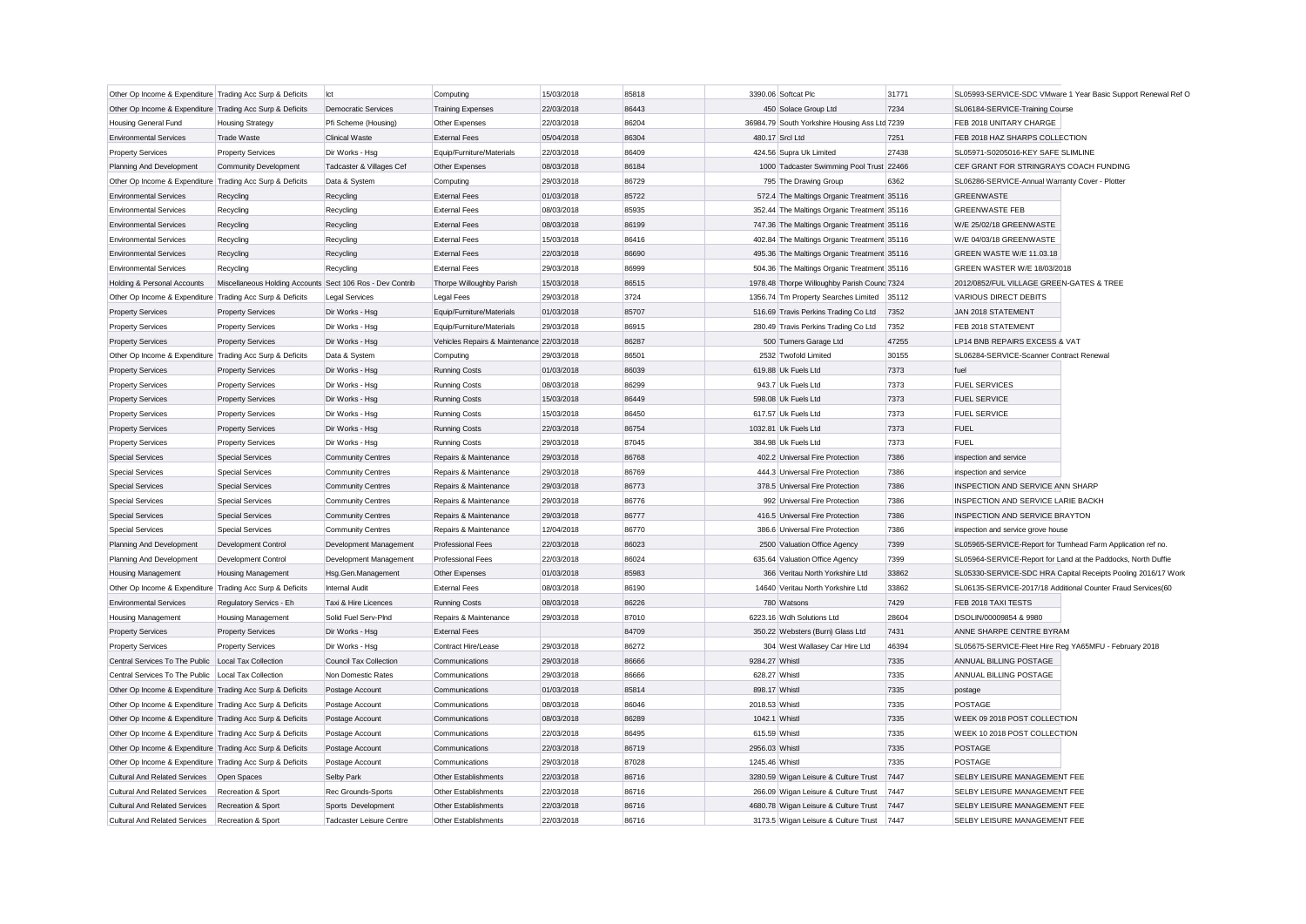| | | | | | | | | | |
|---|---|---|---|---|---|---|---|---|---|
| Other Op Income & Expenditure | Trading Acc Surp & Deficits | Ict | Computing | 15/03/2018 | 85818 | 3390.06 | Softcat Plc | 31771 | SL05993-SERVICE-SDC VMware 1 Year Basic Support Renewal Ref O |
| Other Op Income & Expenditure | Trading Acc Surp & Deficits | Democratic Services | Training Expenses | 22/03/2018 | 86443 | 450 | Solace Group Ltd | 7234 | SL06184-SERVICE-Training Course |
| Housing General Fund | Housing Strategy | Pfi Scheme (Housing) | Other Expenses | 22/03/2018 | 86204 | 36984.79 | South Yorkshire Housing Ass Ltd | 7239 | FEB 2018 UNITARY CHARGE |
| Environmental Services | Trade Waste | Clinical Waste | External Fees | 05/04/2018 | 86304 | 480.17 | Srcl Ltd | 7251 | FEB 2018 HAZ SHARPS COLLECTION |
| Property Services | Property Services | Dir Works - Hsg | Equip/Furniture/Materials | 22/03/2018 | 86409 | 424.56 | Supra Uk Limited | 27438 | SL05971-S0205016-KEY SAFE SLIMLINE |
| Planning And Development | Community Development | Tadcaster & Villages Cef | Other Expenses | 08/03/2018 | 86184 | 1000 | Tadcaster Swimming Pool Trust | 22466 | CEF GRANT FOR STRINGRAYS COACH FUNDING |
| Other Op Income & Expenditure | Trading Acc Surp & Deficits | Data & System | Computing | 29/03/2018 | 86729 | 795 | The Drawing Group | 6362 | SL06286-SERVICE-Annual Warranty Cover - Plotter |
| Environmental Services | Recycling | Recycling | External Fees | 01/03/2018 | 85722 | 572.4 | The Maltings Organic Treatment | 35116 | GREENWASTE |
| Environmental Services | Recycling | Recycling | External Fees | 08/03/2018 | 85935 | 352.44 | The Maltings Organic Treatment | 35116 | GREENWASTE FEB |
| Environmental Services | Recycling | Recycling | External Fees | 08/03/2018 | 86199 | 747.36 | The Maltings Organic Treatment | 35116 | W/E 25/02/18 GREENWASTE |
| Environmental Services | Recycling | Recycling | External Fees | 15/03/2018 | 86416 | 402.84 | The Maltings Organic Treatment | 35116 | W/E 04/03/18 GREENWASTE |
| Environmental Services | Recycling | Recycling | External Fees | 22/03/2018 | 86690 | 495.36 | The Maltings Organic Treatment | 35116 | GREEN WASTE W/E 11.03.18 |
| Environmental Services | Recycling | Recycling | External Fees | 29/03/2018 | 86999 | 504.36 | The Maltings Organic Treatment | 35116 | GREEN WASTER W/E 18/03/2018 |
| Holding & Personal Accounts | Miscellaneous Holding Accounts | Sect 106 Ros - Dev Contrib | Thorpe Willoughby Parish | 15/03/2018 | 86515 | 1978.48 | Thorpe Willoughby Parish Counc | 7324 | 2012/0852/FUL VILLAGE GREEN-GATES & TREE |
| Other Op Income & Expenditure | Trading Acc Surp & Deficits | Legal Services | Legal Fees | 29/03/2018 | 3724 | 1356.74 | Tm Property Searches Limited | 35112 | VARIOUS DIRECT DEBITS |
| Property Services | Property Services | Dir Works - Hsg | Equip/Furniture/Materials | 01/03/2018 | 85707 | 516.69 | Travis Perkins Trading Co Ltd | 7352 | JAN 2018 STATEMENT |
| Property Services | Property Services | Dir Works - Hsg | Equip/Furniture/Materials | 29/03/2018 | 86915 | 280.49 | Travis Perkins Trading Co Ltd | 7352 | FEB 2018 STATEMENT |
| Property Services | Property Services | Dir Works - Hsg | Vehicles Repairs & Maintenance | 22/03/2018 | 86287 | 500 | Turners Garage Ltd | 47255 | LP14 BNB REPAIRS EXCESS & VAT |
| Other Op Income & Expenditure | Trading Acc Surp & Deficits | Data & System | Computing | 29/03/2018 | 86501 | 2532 | Twofold Limited | 30155 | SL06284-SERVICE-Scanner Contract Renewal |
| Property Services | Property Services | Dir Works - Hsg | Running Costs | 01/03/2018 | 86039 | 619.88 | Uk Fuels Ltd | 7373 | fuel |
| Property Services | Property Services | Dir Works - Hsg | Running Costs | 08/03/2018 | 86299 | 943.7 | Uk Fuels Ltd | 7373 | FUEL SERVICES |
| Property Services | Property Services | Dir Works - Hsg | Running Costs | 15/03/2018 | 86449 | 598.08 | Uk Fuels Ltd | 7373 | FUEL SERVICE |
| Property Services | Property Services | Dir Works - Hsg | Running Costs | 15/03/2018 | 86450 | 617.57 | Uk Fuels Ltd | 7373 | FUEL SERVICE |
| Property Services | Property Services | Dir Works - Hsg | Running Costs | 22/03/2018 | 86754 | 1032.81 | Uk Fuels Ltd | 7373 | FUEL |
| Property Services | Property Services | Dir Works - Hsg | Running Costs | 29/03/2018 | 87045 | 384.98 | Uk Fuels Ltd | 7373 | FUEL |
| Special Services | Special Services | Community Centres | Repairs & Maintenance | 29/03/2018 | 86768 | 402.2 | Universal Fire Protection | 7386 | inspection and service |
| Special Services | Special Services | Community Centres | Repairs & Maintenance | 29/03/2018 | 86769 | 444.3 | Universal Fire Protection | 7386 | inspection and service |
| Special Services | Special Services | Community Centres | Repairs & Maintenance | 29/03/2018 | 86773 | 378.5 | Universal Fire Protection | 7386 | INSPECTION AND SERVICE ANN SHARP |
| Special Services | Special Services | Community Centres | Repairs & Maintenance | 29/03/2018 | 86776 | 992 | Universal Fire Protection | 7386 | INSPECTION AND SERVICE LARIE BACKH |
| Special Services | Special Services | Community Centres | Repairs & Maintenance | 29/03/2018 | 86777 | 416.5 | Universal Fire Protection | 7386 | INSPECTION AND SERVICE BRAYTON |
| Special Services | Special Services | Community Centres | Repairs & Maintenance | 12/04/2018 | 86770 | 386.6 | Universal Fire Protection | 7386 | inspection and service grove house |
| Planning And Development | Development Control | Development Management | Professional Fees | 22/03/2018 | 86023 | 2500 | Valuation Office Agency | 7399 | SL05965-SERVICE-Report for Turnhead Farm Application ref no. |
| Planning And Development | Development Control | Development Management | Professional Fees | 22/03/2018 | 86024 | 635.64 | Valuation Office Agency | 7399 | SL05964-SERVICE-Report for Land at the Paddocks, North Duffie |
| Housing Management | Housing Management | Hsg.Gen.Management | Other Expenses | 01/03/2018 | 85983 | 366 | Veritau North Yorkshire Ltd | 33862 | SL05330-SERVICE-SDC HRA Capital Receipts Pooling 2016/17 Work |
| Other Op Income & Expenditure | Trading Acc Surp & Deficits | Internal Audit | External Fees | 08/03/2018 | 86190 | 14640 | Veritau North Yorkshire Ltd | 33862 | SL06135-SERVICE-2017/18 Additional Counter Fraud Services(60 |
| Environmental Services | Regulatory Servics - Eh | Taxi & Hire Licences | Running Costs | 08/03/2018 | 86226 | 780 | Watsons | 7429 | FEB 2018 TAXI TESTS |
| Housing Management | Housing Management | Solid Fuel Serv-Plnd | Repairs & Maintenance | 29/03/2018 | 87010 | 6223.16 | Wdh Solutions Ltd | 28604 | DSOLIN/00009854 & 9980 |
| Property Services | Property Services | Dir Works - Hsg | External Fees | | 84709 | 350.22 | Websters (Burn) Glass Ltd | 7431 | ANNE SHARPE CENTRE BYRAM |
| Property Services | Property Services | Dir Works - Hsg | Contract Hire/Lease | 29/03/2018 | 86272 | 304 | West Wallasey Car Hire Ltd | 46394 | SL05675-SERVICE-Fleet Hire Reg YA65MFU - February 2018 |
| Central Services To The Public | Local Tax Collection | Council Tax Collection | Communications | 29/03/2018 | 86666 | 9284.27 | Whistl | 7335 | ANNUAL BILLING POSTAGE |
| Central Services To The Public | Local Tax Collection | Non Domestic Rates | Communications | 29/03/2018 | 86666 | 628.27 | Whistl | 7335 | ANNUAL BILLING POSTAGE |
| Other Op Income & Expenditure | Trading Acc Surp & Deficits | Postage Account | Communications | 01/03/2018 | 85814 | 898.17 | Whistl | 7335 | postage |
| Other Op Income & Expenditure | Trading Acc Surp & Deficits | Postage Account | Communications | 08/03/2018 | 86046 | 2018.53 | Whistl | 7335 | POSTAGE |
| Other Op Income & Expenditure | Trading Acc Surp & Deficits | Postage Account | Communications | 08/03/2018 | 86289 | 1042.1 | Whistl | 7335 | WEEK 09 2018 POST COLLECTION |
| Other Op Income & Expenditure | Trading Acc Surp & Deficits | Postage Account | Communications | 22/03/2018 | 86495 | 615.59 | Whistl | 7335 | WEEK 10 2018 POST COLLECTION |
| Other Op Income & Expenditure | Trading Acc Surp & Deficits | Postage Account | Communications | 22/03/2018 | 86719 | 2956.03 | Whistl | 7335 | POSTAGE |
| Other Op Income & Expenditure | Trading Acc Surp & Deficits | Postage Account | Communications | 29/03/2018 | 87028 | 1245.46 | Whistl | 7335 | POSTAGE |
| Cultural And Related Services | Open Spaces | Selby Park | Other Establishments | 22/03/2018 | 86716 | 3280.59 | Wigan Leisure & Culture Trust | 7447 | SELBY LEISURE MANAGEMENT FEE |
| Cultural And Related Services | Recreation & Sport | Rec Grounds-Sports | Other Establishments | 22/03/2018 | 86716 | 266.09 | Wigan Leisure & Culture Trust | 7447 | SELBY LEISURE MANAGEMENT FEE |
| Cultural And Related Services | Recreation & Sport | Sports Development | Other Establishments | 22/03/2018 | 86716 | 4680.78 | Wigan Leisure & Culture Trust | 7447 | SELBY LEISURE MANAGEMENT FEE |
| Cultural And Related Services | Recreation & Sport | Tadcaster Leisure Centre | Other Establishments | 22/03/2018 | 86716 | 3173.5 | Wigan Leisure & Culture Trust | 7447 | SELBY LEISURE MANAGEMENT FEE |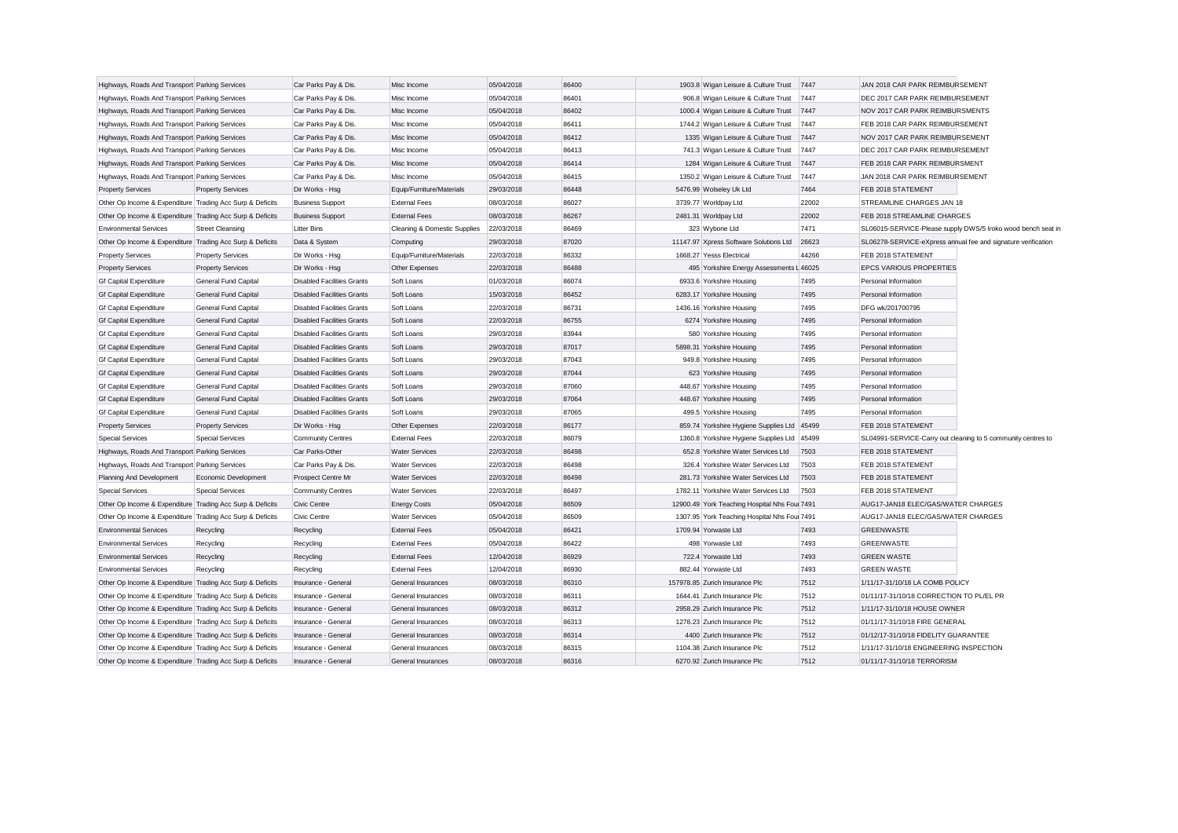| | | | | | | | | | |
|---|---|---|---|---|---|---|---|---|---|
| Highways, Roads And Transport | Parking Services | Car Parks Pay & Dis. | Misc Income | 05/04/2018 | 86400 | 1903.8 | Wigan Leisure & Culture Trust | 7447 | JAN 2018 CAR PARK REIMBURSEMENT |
| Highways, Roads And Transport | Parking Services | Car Parks Pay & Dis. | Misc Income | 05/04/2018 | 86401 | 906.8 | Wigan Leisure & Culture Trust | 7447 | DEC 2017 CAR PARK REIMBURSEMENT |
| Highways, Roads And Transport | Parking Services | Car Parks Pay & Dis. | Misc Income | 05/04/2018 | 86402 | 1000.4 | Wigan Leisure & Culture Trust | 7447 | NOV 2017 CAR PARK REIMBURSMENTS |
| Highways, Roads And Transport | Parking Services | Car Parks Pay & Dis. | Misc Income | 05/04/2018 | 86411 | 1744.2 | Wigan Leisure & Culture Trust | 7447 | FEB 2018 CAR PARK REIMBURSEMENT |
| Highways, Roads And Transport | Parking Services | Car Parks Pay & Dis. | Misc Income | 05/04/2018 | 86412 | 1335 | Wigan Leisure & Culture Trust | 7447 | NOV 2017 CAR PARK REIMBURSEMENT |
| Highways, Roads And Transport | Parking Services | Car Parks Pay & Dis. | Misc Income | 05/04/2018 | 86413 | 741.3 | Wigan Leisure & Culture Trust | 7447 | DEC 2017 CAR PARK REIMBURSEMENT |
| Highways, Roads And Transport | Parking Services | Car Parks Pay & Dis. | Misc Income | 05/04/2018 | 86414 | 1284 | Wigan Leisure & Culture Trust | 7447 | FEB 2018 CAR PARK REIMBURSMENT |
| Highways, Roads And Transport | Parking Services | Car Parks Pay & Dis. | Misc Income | 05/04/2018 | 86415 | 1350.2 | Wigan Leisure & Culture Trust | 7447 | JAN 2018 CAR PARK REIMBURSEMENT |
| Property Services | Property Services | Dir Works - Hsg | Equip/Furniture/Materials | 29/03/2018 | 86448 | 5476.99 | Wolseley Uk Ltd | 7464 | FEB 2018 STATEMENT |
| Other Op Income & Expenditure | Trading Acc Surp & Deficits | Business Support | External Fees | 08/03/2018 | 86027 | 3739.77 | Worldpay Ltd | 22002 | STREAMLINE CHARGES JAN 18 |
| Other Op Income & Expenditure | Trading Acc Surp & Deficits | Business Support | External Fees | 08/03/2018 | 86267 | 2481.31 | Worldpay Ltd | 22002 | FEB 2018 STREAMLINE CHARGES |
| Environmental Services | Street Cleansing | Litter Bins | Cleaning & Domestic Supplies | 22/03/2018 | 86469 | 323 | Wybone Ltd | 7471 | SL06015-SERVICE-Please supply DWS/5 Iroko wood bench seat in |
| Other Op Income & Expenditure | Trading Acc Surp & Deficits | Data & System | Computing | 29/03/2018 | 87020 | 11147.97 | Xpress Software Solutions Ltd | 26623 | SL06278-SERVICE-eXpress annual fee and signature verification |
| Property Services | Property Services | Dir Works - Hsg | Equip/Furniture/Materials | 22/03/2018 | 86332 | 1668.27 | Yesss Electrical | 44266 | FEB 2018 STATEMENT |
| Property Services | Property Services | Dir Works - Hsg | Other Expenses | 22/03/2018 | 86488 | 495 | Yorkshire Energy Assessments L | 46025 | EPCS VARIOUS PROPERTIES |
| Gf Capital Expenditure | General Fund Capital | Disabled Facilities Grants | Soft Loans | 01/03/2018 | 86074 | 6933.6 | Yorkshire Housing | 7495 | Personal Information |
| Gf Capital Expenditure | General Fund Capital | Disabled Facilities Grants | Soft Loans | 15/03/2018 | 86452 | 6283.17 | Yorkshire Housing | 7495 | Personal Information |
| Gf Capital Expenditure | General Fund Capital | Disabled Facilities Grants | Soft Loans | 22/03/2018 | 86731 | 1436.16 | Yorkshire Housing | 7495 | DFG wk/201700795 |
| Gf Capital Expenditure | General Fund Capital | Disabled Facilities Grants | Soft Loans | 22/03/2018 | 86755 | 6274 | Yorkshire Housing | 7495 | Personal Information |
| Gf Capital Expenditure | General Fund Capital | Disabled Facilities Grants | Soft Loans | 29/03/2018 | 83944 | 580 | Yorkshire Housing | 7495 | Personal Information |
| Gf Capital Expenditure | General Fund Capital | Disabled Facilities Grants | Soft Loans | 29/03/2018 | 87017 | 5898.31 | Yorkshire Housing | 7495 | Personal Information |
| Gf Capital Expenditure | General Fund Capital | Disabled Facilities Grants | Soft Loans | 29/03/2018 | 87043 | 949.8 | Yorkshire Housing | 7495 | Personal Information |
| Gf Capital Expenditure | General Fund Capital | Disabled Facilities Grants | Soft Loans | 29/03/2018 | 87044 | 623 | Yorkshire Housing | 7495 | Personal Information |
| Gf Capital Expenditure | General Fund Capital | Disabled Facilities Grants | Soft Loans | 29/03/2018 | 87060 | 448.67 | Yorkshire Housing | 7495 | Personal Information |
| Gf Capital Expenditure | General Fund Capital | Disabled Facilities Grants | Soft Loans | 29/03/2018 | 87064 | 448.67 | Yorkshire Housing | 7495 | Personal Information |
| Gf Capital Expenditure | General Fund Capital | Disabled Facilities Grants | Soft Loans | 29/03/2018 | 87065 | 499.5 | Yorkshire Housing | 7495 | Personal Information |
| Property Services | Property Services | Dir Works - Hsg | Other Expenses | 22/03/2018 | 86177 | 859.74 | Yorkshire Hygiene Supplies Ltd | 45499 | FEB 2018 STATEMENT |
| Special Services | Special Services | Community Centres | External Fees | 22/03/2018 | 86079 | 1360.8 | Yorkshire Hygiene Supplies Ltd | 45499 | SL04991-SERVICE-Carry out cleaning to 5 community centres to |
| Highways, Roads And Transport | Parking Services | Car Parks-Other | Water Services | 22/03/2018 | 86498 | 652.8 | Yorkshire Water Services Ltd | 7503 | FEB 2018 STATEMENT |
| Highways, Roads And Transport | Parking Services | Car Parks Pay & Dis. | Water Services | 22/03/2018 | 86498 | 326.4 | Yorkshire Water Services Ltd | 7503 | FEB 2018 STATEMENT |
| Planning And Development | Economic Development | Prospect Centre Mr | Water Services | 22/03/2018 | 86498 | 281.73 | Yorkshire Water Services Ltd | 7503 | FEB 2018 STATEMENT |
| Special Services | Special Services | Community Centres | Water Services | 22/03/2018 | 86497 | 1782.11 | Yorkshire Water Services Ltd | 7503 | FEB 2018 STATEMENT |
| Other Op Income & Expenditure | Trading Acc Surp & Deficits | Civic Centre | Energy Costs | 05/04/2018 | 86509 | 12900.49 | York Teaching Hospital Nhs Foun | 7491 | AUG17-JAN18 ELEC/GAS/WATER CHARGES |
| Other Op Income & Expenditure | Trading Acc Surp & Deficits | Civic Centre | Water Services | 05/04/2018 | 86509 | 1307.95 | York Teaching Hospital Nhs Foun | 7491 | AUG17-JAN18 ELEC/GAS/WATER CHARGES |
| Environmental Services | Recycling | Recycling | External Fees | 05/04/2018 | 86421 | 1709.94 | Yorwaste Ltd | 7493 | GREENWASTE |
| Environmental Services | Recycling | Recycling | External Fees | 05/04/2018 | 86422 | 498 | Yorwaste Ltd | 7493 | GREENWASTE |
| Environmental Services | Recycling | Recycling | External Fees | 12/04/2018 | 86929 | 722.4 | Yorwaste Ltd | 7493 | GREEN WASTE |
| Environmental Services | Recycling | Recycling | External Fees | 12/04/2018 | 86930 | 882.44 | Yorwaste Ltd | 7493 | GREEN WASTE |
| Other Op Income & Expenditure | Trading Acc Surp & Deficits | Insurance - General | General Insurances | 08/03/2018 | 86310 | 157978.85 | Zurich Insurance Plc | 7512 | 1/11/17-31/10/18 LA COMB POLICY |
| Other Op Income & Expenditure | Trading Acc Surp & Deficits | Insurance - General | General Insurances | 08/03/2018 | 86311 | 1644.41 | Zurich Insurance Plc | 7512 | 01/11/17-31/10/18 CORRECTION TO PL/EL PR |
| Other Op Income & Expenditure | Trading Acc Surp & Deficits | Insurance - General | General Insurances | 08/03/2018 | 86312 | 2958.29 | Zurich Insurance Plc | 7512 | 1/11/17-31/10/18 HOUSE OWNER |
| Other Op Income & Expenditure | Trading Acc Surp & Deficits | Insurance - General | General Insurances | 08/03/2018 | 86313 | 1278.23 | Zurich Insurance Plc | 7512 | 01/11/17-31/10/18 FIRE GENERAL |
| Other Op Income & Expenditure | Trading Acc Surp & Deficits | Insurance - General | General Insurances | 08/03/2018 | 86314 | 4400 | Zurich Insurance Plc | 7512 | 01/12/17-31/10/18 FIDELITY GUARANTEE |
| Other Op Income & Expenditure | Trading Acc Surp & Deficits | Insurance - General | General Insurances | 08/03/2018 | 86315 | 1104.38 | Zurich Insurance Plc | 7512 | 1/11/17-31/10/18 ENGINEERING INSPECTION |
| Other Op Income & Expenditure | Trading Acc Surp & Deficits | Insurance - General | General Insurances | 08/03/2018 | 86316 | 6270.92 | Zurich Insurance Plc | 7512 | 01/11/17-31/10/18 TERRORISM |